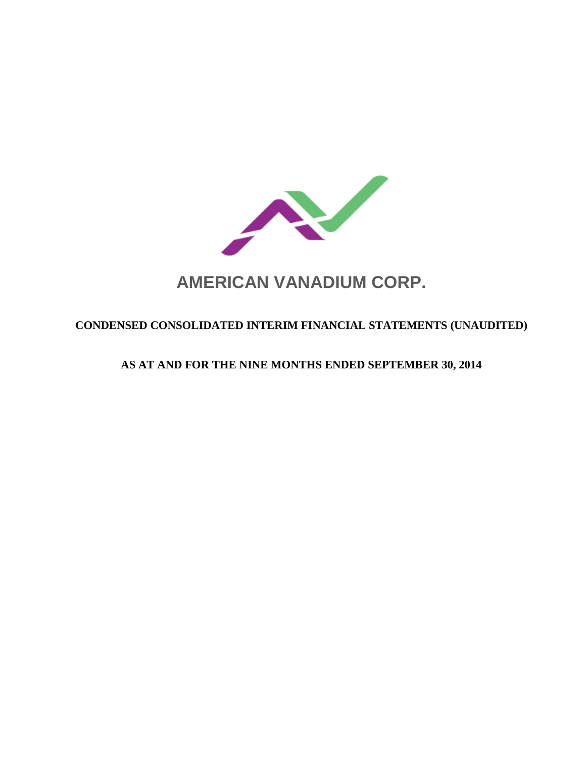# AMERICAN VANADIUM CORP.

## CONDENSED CONSOLIDATED INTERIM FINANCIAL STATEMENTS (UNAUDITED)

## AS AT AND FOR THE NINE MONTHS ENDED SEPTEMBER 30, 2014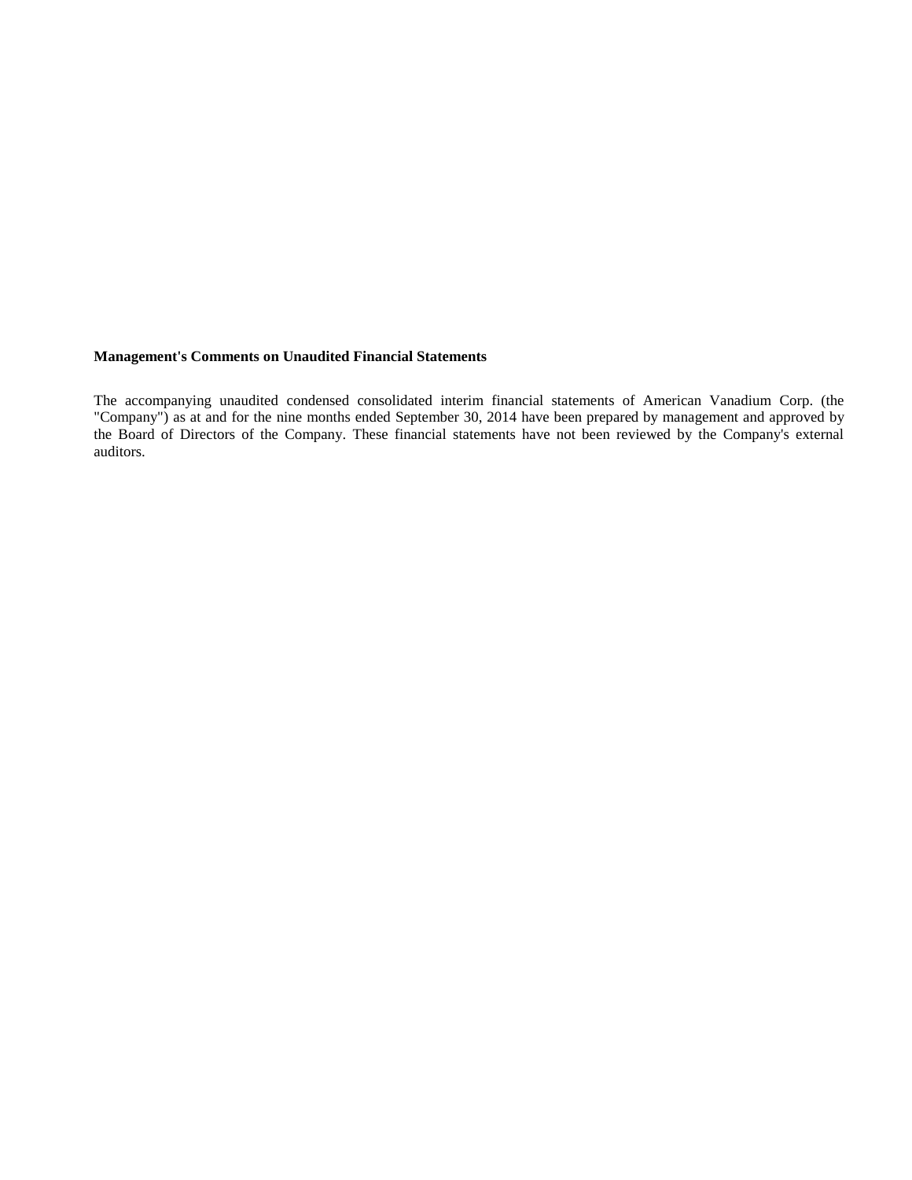**Management's Comments on Unaudited Financial Statements**

The accompanying unaudited condensed consolidated interim financial statements of American Vanadium Corp. (the "Company") as at and for the nine months ended September 30, 2014 have been prepared by management and approved by the Board of Directors of the Company. These financial statements have not been reviewed by the Company's external auditors.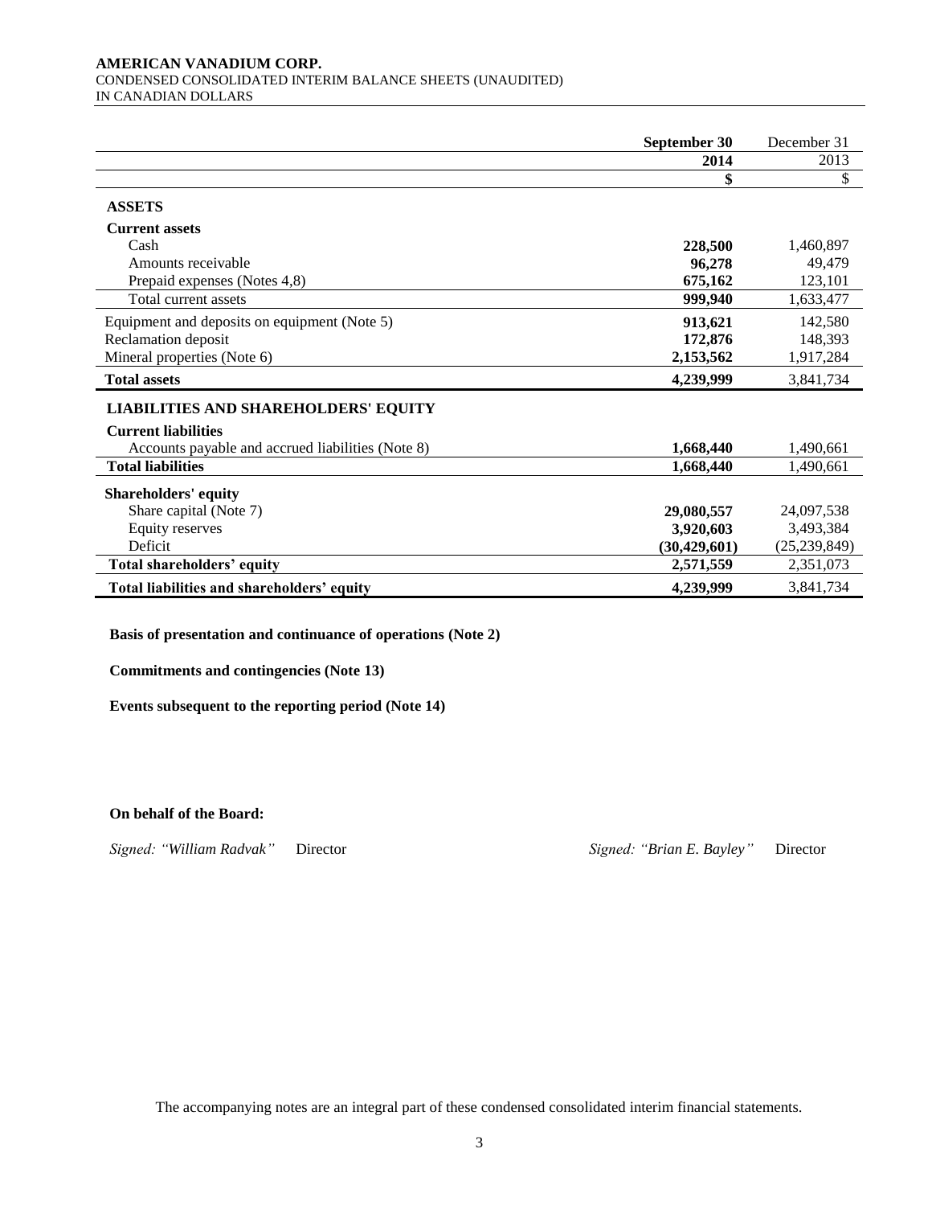**AMERICAN VANADIUM CORP.**
CONDENSED CONSOLIDATED INTERIM BALANCE SHEETS (UNAUDITED)
IN CANADIAN DOLLARS

| | **September 30 2014** | December 31 2013 |
|---|---|---|
| | **\$** | \$ |
| **ASSETS** | | |
| **Current assets** | | |
| Cash | **228,500** | 1,460,897 |
| Amounts receivable | **96,278** | 49,479 |
| Prepaid expenses (Notes 4,8) | **675,162** | 123,101 |
| Total current assets | **999,940** | 1,633,477 |
| Equipment and deposits on equipment (Note 5) | **913,621** | 142,580 |
| Reclamation deposit | **172,876** | 148,393 |
| Mineral properties (Note 6) | **2,153,562** | 1,917,284 |
| **Total assets** | **4,239,999** | 3,841,734 |
| **LIABILITIES AND SHAREHOLDERS' EQUITY** | | |
| **Current liabilities** | | |
| Accounts payable and accrued liabilities (Note 8) | **1,668,440** | 1,490,661 |
| **Total liabilities** | **1,668,440** | 1,490,661 |
| **Shareholders' equity** | | |
| Share capital (Note 7) | **29,080,557** | 24,097,538 |
| Equity reserves | **3,920,603** | 3,493,384 |
| Deficit | **(30,429,601)** | (25,239,849) |
| **Total shareholders' equity** | **2,571,559** | 2,351,073 |
| **Total liabilities and shareholders' equity** | **4,239,999** | 3,841,734 |

**Basis of presentation and continuance of operations (Note 2)**

**Commitments and contingencies (Note 13)**

**Events subsequent to the reporting period (Note 14)**

**On behalf of the Board:**

*Signed: "William Radvak"* Director *Signed: "Brian E. Bayley"* Director

The accompanying notes are an integral part of these condensed consolidated interim financial statements.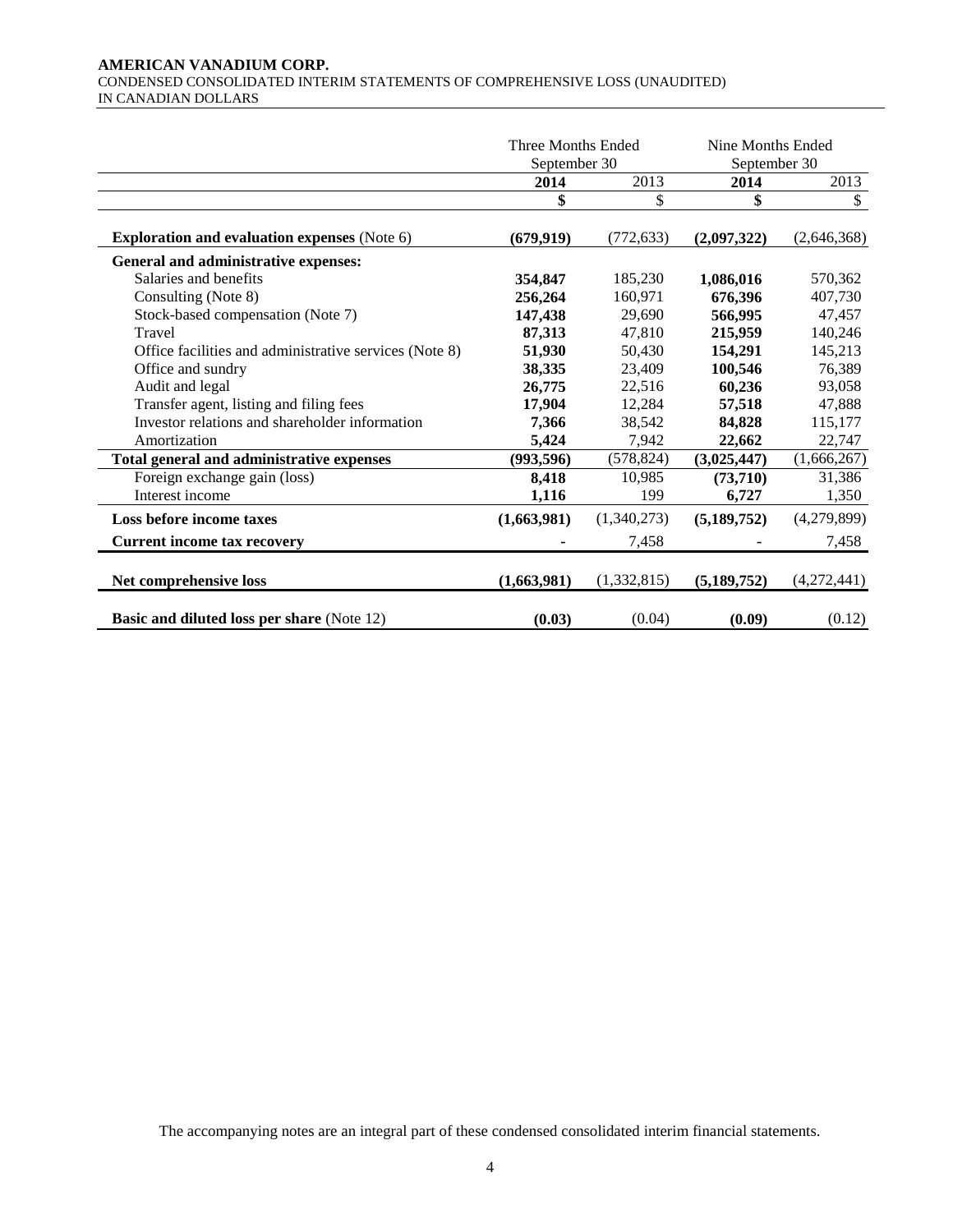**AMERICAN VANADIUM CORP.**
CONDENSED CONSOLIDATED INTERIM STATEMENTS OF COMPREHENSIVE LOSS (UNAUDITED)
IN CANADIAN DOLLARS

| | Three Months Ended September 30 | | Nine Months Ended September 30 | |
|---|---|---|---|---|
| | **2014** | 2013 | **2014** | 2013 |
| | **$** | $ | **$** | $ |
| **Exploration and evaluation expenses** (Note 6) | **(679,919)** | (772,633) | **(2,097,322)** | (2,646,368) |
| **General and administrative expenses:** | | | | |
| Salaries and benefits | **354,847** | 185,230 | **1,086,016** | 570,362 |
| Consulting (Note 8) | **256,264** | 160,971 | **676,396** | 407,730 |
| Stock-based compensation (Note 7) | **147,438** | 29,690 | **566,995** | 47,457 |
| Travel | **87,313** | 47,810 | **215,959** | 140,246 |
| Office facilities and administrative services (Note 8) | **51,930** | 50,430 | **154,291** | 145,213 |
| Office and sundry | **38,335** | 23,409 | **100,546** | 76,389 |
| Audit and legal | **26,775** | 22,516 | **60,236** | 93,058 |
| Transfer agent, listing and filing fees | **17,904** | 12,284 | **57,518** | 47,888 |
| Investor relations and shareholder information | **7,366** | 38,542 | **84,828** | 115,177 |
| Amortization | **5,424** | 7,942 | **22,662** | 22,747 |
| **Total general and administrative expenses** | **(993,596)** | (578,824) | **(3,025,447)** | (1,666,267) |
| Foreign exchange gain (loss) | **8,418** | 10,985 | **(73,710)** | 31,386 |
| Interest income | **1,116** | 199 | **6,727** | 1,350 |
| **Loss before income taxes** | **(1,663,981)** | (1,340,273) | **(5,189,752)** | (4,279,899) |
| **Current income tax recovery** | **-** | 7,458 | **-** | 7,458 |
| **Net comprehensive loss** | **(1,663,981)** | (1,332,815) | **(5,189,752)** | (4,272,441) |
| **Basic and diluted loss per share** (Note 12) | **(0.03)** | (0.04) | **(0.09)** | (0.12) |

The accompanying notes are an integral part of these condensed consolidated interim financial statements.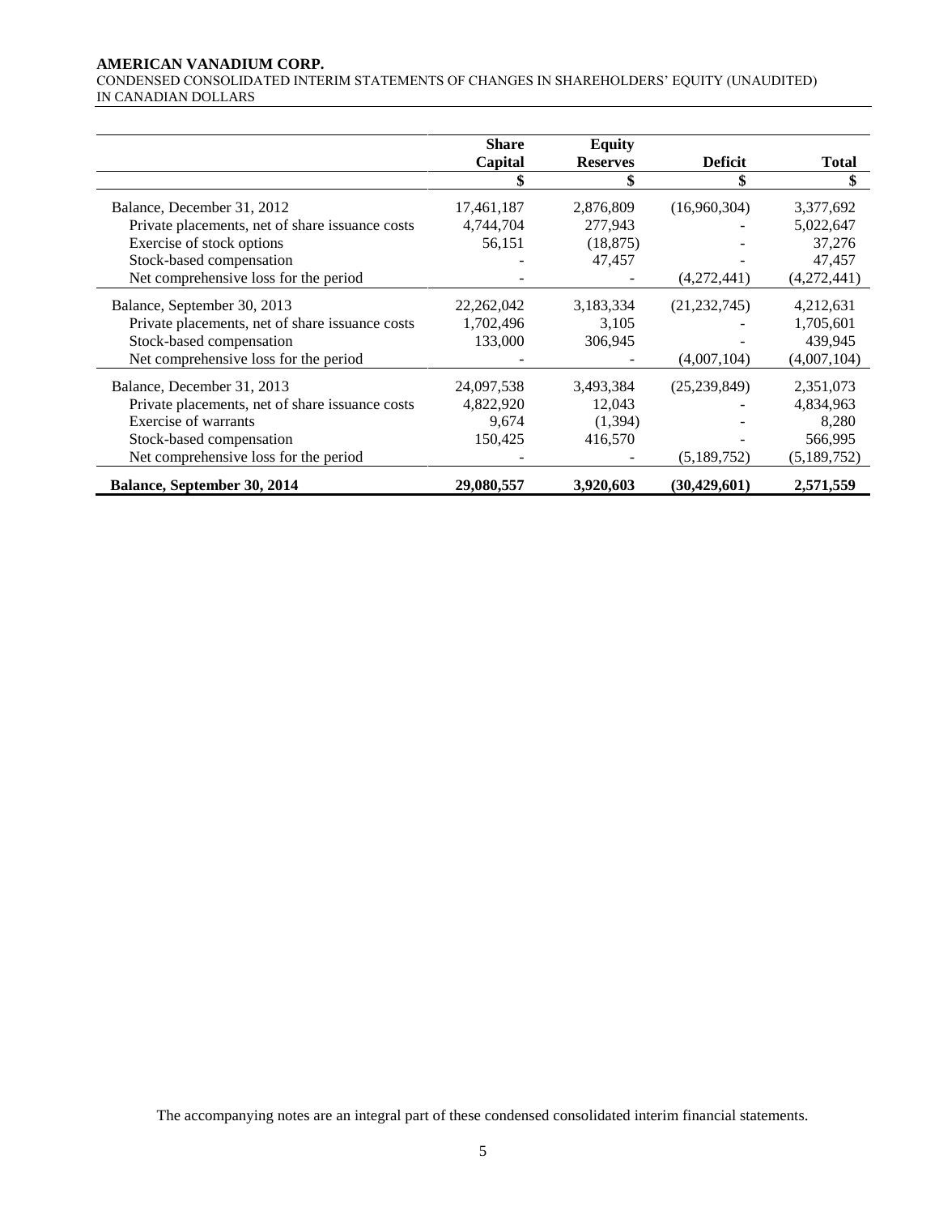**AMERICAN VANADIUM CORP.**

CONDENSED CONSOLIDATED INTERIM STATEMENTS OF CHANGES IN SHAREHOLDERS' EQUITY (UNAUDITED)
IN CANADIAN DOLLARS

| | Share Capital | Equity Reserves | Deficit | Total |
|---|---|---|---|---|
| | $ | $ | $ | $ |
| Balance, December 31, 2012 | 17,461,187 | 2,876,809 | (16,960,304) | 3,377,692 |
| Private placements, net of share issuance costs | 4,744,704 | 277,943 | - | 5,022,647 |
| Exercise of stock options | 56,151 | (18,875) | - | 37,276 |
| Stock-based compensation | - | 47,457 | - | 47,457 |
| Net comprehensive loss for the period | - | - | (4,272,441) | (4,272,441) |
| Balance, September 30, 2013 | 22,262,042 | 3,183,334 | (21,232,745) | 4,212,631 |
| Private placements, net of share issuance costs | 1,702,496 | 3,105 | - | 1,705,601 |
| Stock-based compensation | 133,000 | 306,945 | - | 439,945 |
| Net comprehensive loss for the period | - | - | (4,007,104) | (4,007,104) |
| Balance, December 31, 2013 | 24,097,538 | 3,493,384 | (25,239,849) | 2,351,073 |
| Private placements, net of share issuance costs | 4,822,920 | 12,043 | - | 4,834,963 |
| Exercise of warrants | 9,674 | (1,394) | - | 8,280 |
| Stock-based compensation | 150,425 | 416,570 | - | 566,995 |
| Net comprehensive loss for the period | - | - | (5,189,752) | (5,189,752) |
| **Balance, September 30, 2014** | **29,080,557** | **3,920,603** | **(30,429,601)** | **2,571,559** |

The accompanying notes are an integral part of these condensed consolidated interim financial statements.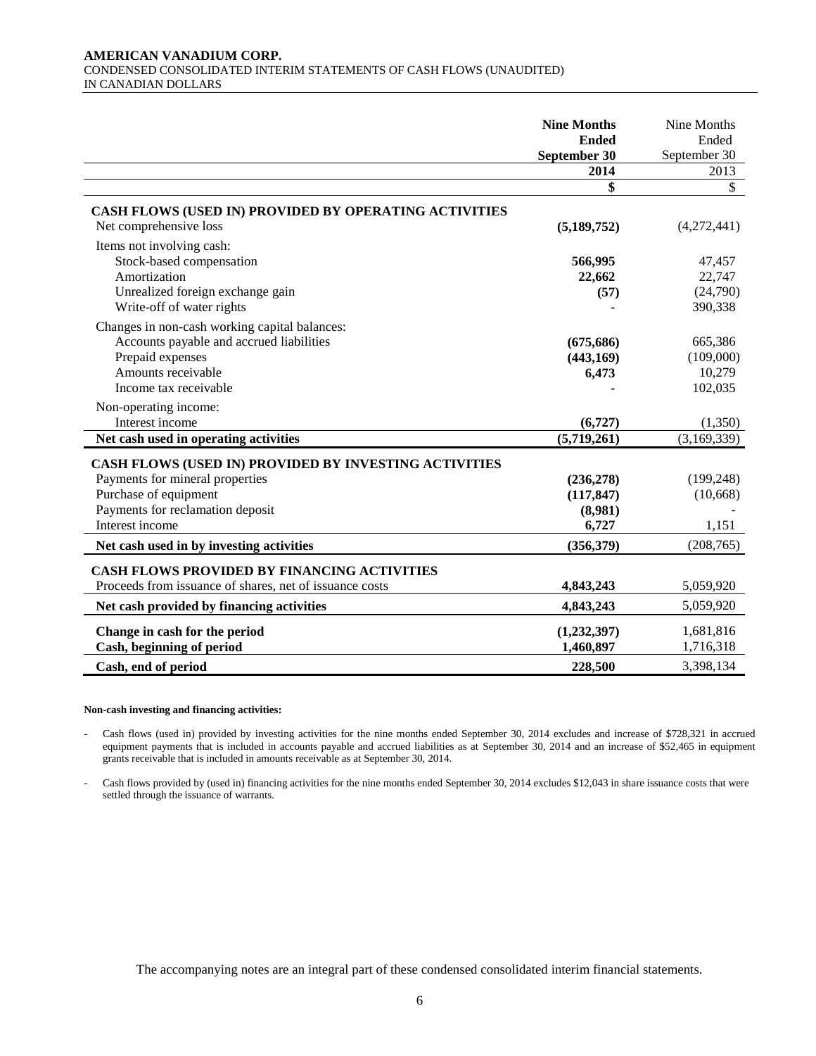**AMERICAN VANADIUM CORP.**
CONDENSED CONSOLIDATED INTERIM STATEMENTS OF CASH FLOWS (UNAUDITED)
IN CANADIAN DOLLARS

| | **Nine Months Ended September 30** | Nine Months Ended September 30 |
|---|---|---|
| | **2014** | 2013 |
| | **$** | $ |
| **CASH FLOWS (USED IN) PROVIDED BY OPERATING ACTIVITIES** | | |
| Net comprehensive loss | **(5,189,752)** | (4,272,441) |
| Items not involving cash: | | |
| Stock-based compensation | **566,995** | 47,457 |
| Amortization | **22,662** | 22,747 |
| Unrealized foreign exchange gain | **(57)** | (24,790) |
| Write-off of water rights | **-** | 390,338 |
| Changes in non-cash working capital balances: | | |
| Accounts payable and accrued liabilities | **(675,686)** | 665,386 |
| Prepaid expenses | **(443,169)** | (109,000) |
| Amounts receivable | **6,473** | 10,279 |
| Income tax receivable | **-** | 102,035 |
| Non-operating income: | | |
| Interest income | **(6,727)** | (1,350) |
| **Net cash used in operating activities** | **(5,719,261)** | (3,169,339) |
| **CASH FLOWS (USED IN) PROVIDED BY INVESTING ACTIVITIES** | | |
| Payments for mineral properties | **(236,278)** | (199,248) |
| Purchase of equipment | **(117,847)** | (10,668) |
| Payments for reclamation deposit | **(8,981)** | - |
| Interest income | **6,727** | 1,151 |
| **Net cash used in by investing activities** | **(356,379)** | (208,765) |
| **CASH FLOWS PROVIDED BY FINANCING ACTIVITIES** | | |
| Proceeds from issuance of shares, net of issuance costs | **4,843,243** | 5,059,920 |
| **Net cash provided by financing activities** | **4,843,243** | 5,059,920 |
| **Change in cash for the period** | **(1,232,397)** | 1,681,816 |
| **Cash, beginning of period** | **1,460,897** | 1,716,318 |
| **Cash, end of period** | **228,500** | 3,398,134 |

**Non-cash investing and financing activities:**

- Cash flows (used in) provided by investing activities for the nine months ended September 30, 2014 excludes and increase of $728,321 in accrued equipment payments that is included in accounts payable and accrued liabilities as at September 30, 2014 and an increase of $52,465 in equipment grants receivable that is included in amounts receivable as at September 30, 2014.
- Cash flows provided by (used in) financing activities for the nine months ended September 30, 2014 excludes $12,043 in share issuance costs that were settled through the issuance of warrants.

The accompanying notes are an integral part of these condensed consolidated interim financial statements.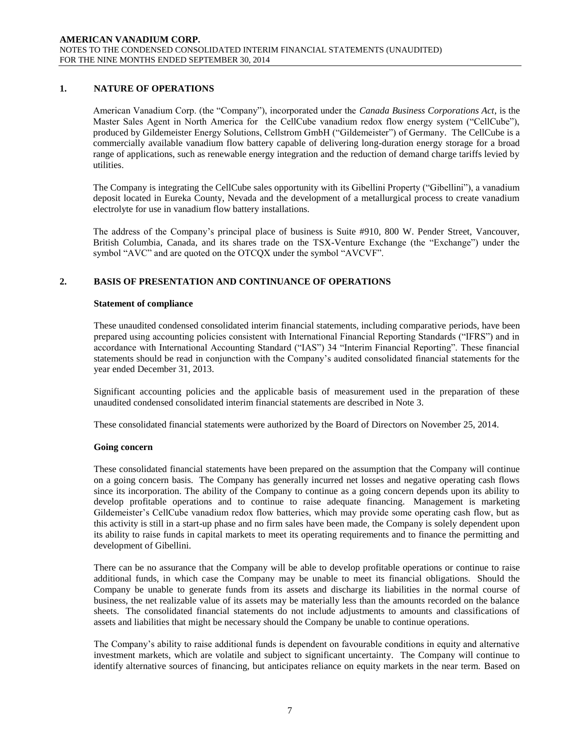## 1. NATURE OF OPERATIONS

American Vanadium Corp. (the "Company"), incorporated under the *Canada Business Corporations Act*, is the Master Sales Agent in North America for the CellCube vanadium redox flow energy system ("CellCube"), produced by Gildemeister Energy Solutions, Cellstrom GmbH ("Gildemeister") of Germany. The CellCube is a commercially available vanadium flow battery capable of delivering long-duration energy storage for a broad range of applications, such as renewable energy integration and the reduction of demand charge tariffs levied by utilities.

The Company is integrating the CellCube sales opportunity with its Gibellini Property ("Gibellini"), a vanadium deposit located in Eureka County, Nevada and the development of a metallurgical process to create vanadium electrolyte for use in vanadium flow battery installations.

The address of the Company's principal place of business is Suite #910, 800 W. Pender Street, Vancouver, British Columbia, Canada, and its shares trade on the TSX-Venture Exchange (the "Exchange") under the symbol "AVC" and are quoted on the OTCQX under the symbol "AVCVF".

## 2. BASIS OF PRESENTATION AND CONTINUANCE OF OPERATIONS

**Statement of compliance**

These unaudited condensed consolidated interim financial statements, including comparative periods, have been prepared using accounting policies consistent with International Financial Reporting Standards ("IFRS") and in accordance with International Accounting Standard ("IAS") 34 "Interim Financial Reporting". These financial statements should be read in conjunction with the Company's audited consolidated financial statements for the year ended December 31, 2013.

Significant accounting policies and the applicable basis of measurement used in the preparation of these unaudited condensed consolidated interim financial statements are described in Note 3.

These consolidated financial statements were authorized by the Board of Directors on November 25, 2014.

**Going concern**

These consolidated financial statements have been prepared on the assumption that the Company will continue on a going concern basis. The Company has generally incurred net losses and negative operating cash flows since its incorporation. The ability of the Company to continue as a going concern depends upon its ability to develop profitable operations and to continue to raise adequate financing. Management is marketing Gildemeister's CellCube vanadium redox flow batteries, which may provide some operating cash flow, but as this activity is still in a start-up phase and no firm sales have been made, the Company is solely dependent upon its ability to raise funds in capital markets to meet its operating requirements and to finance the permitting and development of Gibellini.

There can be no assurance that the Company will be able to develop profitable operations or continue to raise additional funds, in which case the Company may be unable to meet its financial obligations. Should the Company be unable to generate funds from its assets and discharge its liabilities in the normal course of business, the net realizable value of its assets may be materially less than the amounts recorded on the balance sheets. The consolidated financial statements do not include adjustments to amounts and classifications of assets and liabilities that might be necessary should the Company be unable to continue operations.

The Company's ability to raise additional funds is dependent on favourable conditions in equity and alternative investment markets, which are volatile and subject to significant uncertainty. The Company will continue to identify alternative sources of financing, but anticipates reliance on equity markets in the near term. Based on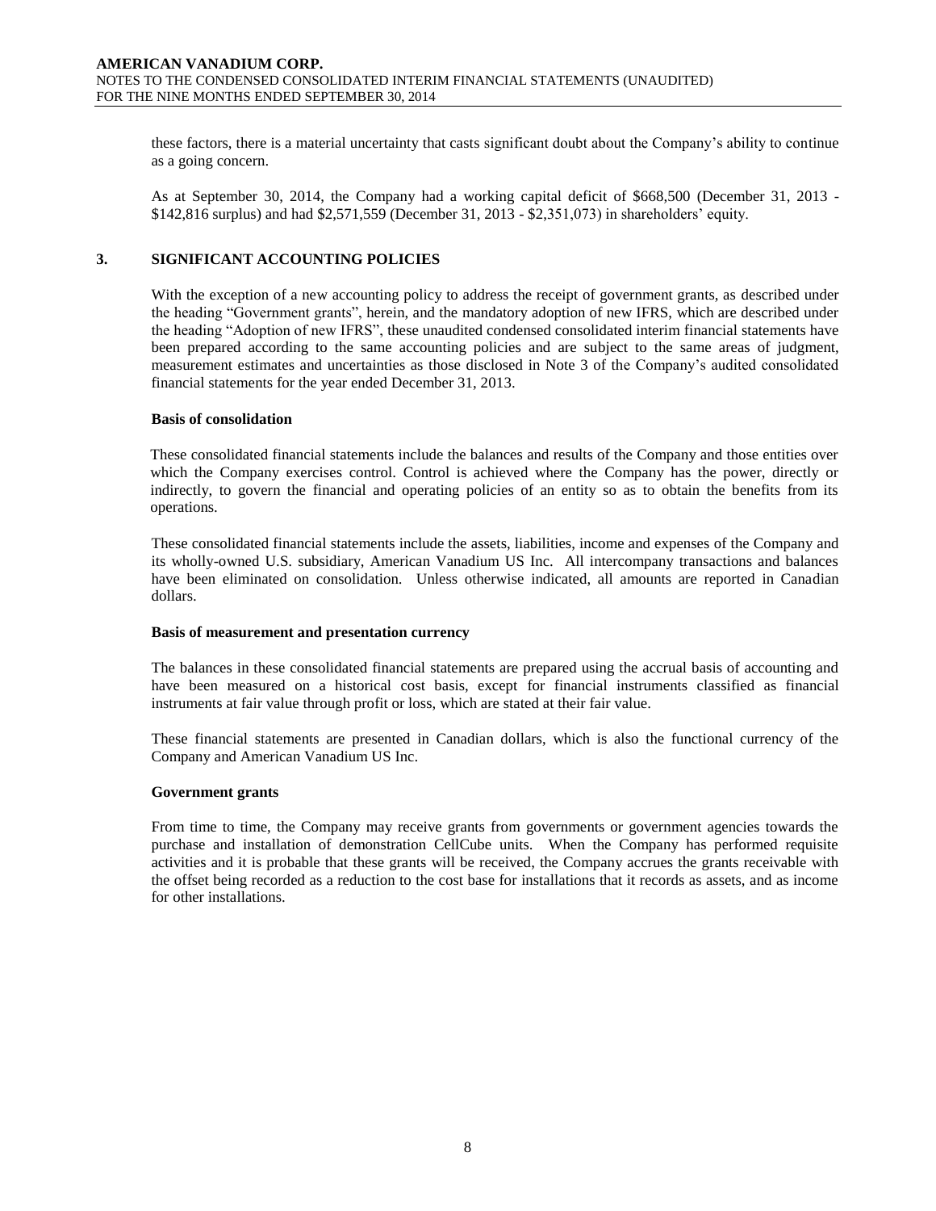these factors, there is a material uncertainty that casts significant doubt about the Company's ability to continue as a going concern.

As at September 30, 2014, the Company had a working capital deficit of $668,500 (December 31, 2013 - $142,816 surplus) and had $2,571,559 (December 31, 2013 - $2,351,073) in shareholders' equity.

## 3. SIGNIFICANT ACCOUNTING POLICIES

With the exception of a new accounting policy to address the receipt of government grants, as described under the heading "Government grants", herein, and the mandatory adoption of new IFRS, which are described under the heading "Adoption of new IFRS", these unaudited condensed consolidated interim financial statements have been prepared according to the same accounting policies and are subject to the same areas of judgment, measurement estimates and uncertainties as those disclosed in Note 3 of the Company's audited consolidated financial statements for the year ended December 31, 2013.

**Basis of consolidation**

These consolidated financial statements include the balances and results of the Company and those entities over which the Company exercises control. Control is achieved where the Company has the power, directly or indirectly, to govern the financial and operating policies of an entity so as to obtain the benefits from its operations.

These consolidated financial statements include the assets, liabilities, income and expenses of the Company and its wholly-owned U.S. subsidiary, American Vanadium US Inc. All intercompany transactions and balances have been eliminated on consolidation. Unless otherwise indicated, all amounts are reported in Canadian dollars.

**Basis of measurement and presentation currency**

The balances in these consolidated financial statements are prepared using the accrual basis of accounting and have been measured on a historical cost basis, except for financial instruments classified as financial instruments at fair value through profit or loss, which are stated at their fair value.

These financial statements are presented in Canadian dollars, which is also the functional currency of the Company and American Vanadium US Inc.

**Government grants**

From time to time, the Company may receive grants from governments or government agencies towards the purchase and installation of demonstration CellCube units. When the Company has performed requisite activities and it is probable that these grants will be received, the Company accrues the grants receivable with the offset being recorded as a reduction to the cost base for installations that it records as assets, and as income for other installations.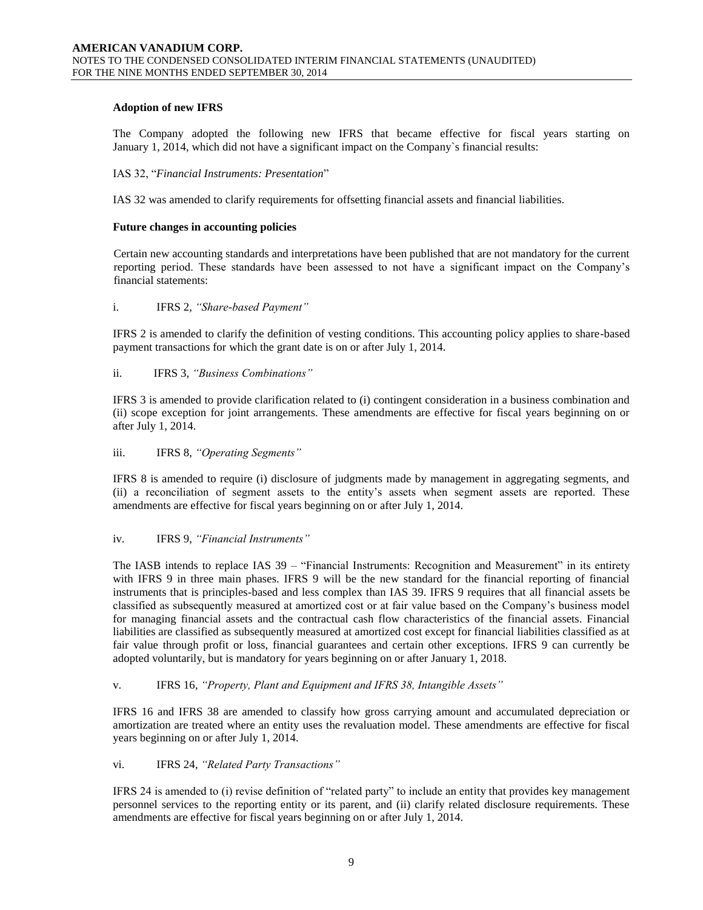**Adoption of new IFRS**

The Company adopted the following new IFRS that became effective for fiscal years starting on January 1, 2014, which did not have a significant impact on the Company`s financial results:

IAS 32, "*Financial Instruments: Presentation*"

IAS 32 was amended to clarify requirements for offsetting financial assets and financial liabilities.

**Future changes in accounting policies**

Certain new accounting standards and interpretations have been published that are not mandatory for the current reporting period. These standards have been assessed to not have a significant impact on the Company's financial statements:

i. IFRS 2, *"Share-based Payment"*

IFRS 2 is amended to clarify the definition of vesting conditions. This accounting policy applies to share-based payment transactions for which the grant date is on or after July 1, 2014.

ii. IFRS 3, *"Business Combinations"*

IFRS 3 is amended to provide clarification related to (i) contingent consideration in a business combination and (ii) scope exception for joint arrangements. These amendments are effective for fiscal years beginning on or after July 1, 2014.

iii. IFRS 8, *"Operating Segments"*

IFRS 8 is amended to require (i) disclosure of judgments made by management in aggregating segments, and (ii) a reconciliation of segment assets to the entity's assets when segment assets are reported. These amendments are effective for fiscal years beginning on or after July 1, 2014.

iv. IFRS 9, *"Financial Instruments"*

The IASB intends to replace IAS 39 – "Financial Instruments: Recognition and Measurement" in its entirety with IFRS 9 in three main phases. IFRS 9 will be the new standard for the financial reporting of financial instruments that is principles-based and less complex than IAS 39. IFRS 9 requires that all financial assets be classified as subsequently measured at amortized cost or at fair value based on the Company's business model for managing financial assets and the contractual cash flow characteristics of the financial assets. Financial liabilities are classified as subsequently measured at amortized cost except for financial liabilities classified as at fair value through profit or loss, financial guarantees and certain other exceptions. IFRS 9 can currently be adopted voluntarily, but is mandatory for years beginning on or after January 1, 2018.

v. IFRS 16, *"Property, Plant and Equipment and IFRS 38, Intangible Assets"*

IFRS 16 and IFRS 38 are amended to classify how gross carrying amount and accumulated depreciation or amortization are treated where an entity uses the revaluation model. These amendments are effective for fiscal years beginning on or after July 1, 2014.

vi. IFRS 24, *"Related Party Transactions"*

IFRS 24 is amended to (i) revise definition of "related party" to include an entity that provides key management personnel services to the reporting entity or its parent, and (ii) clarify related disclosure requirements. These amendments are effective for fiscal years beginning on or after July 1, 2014.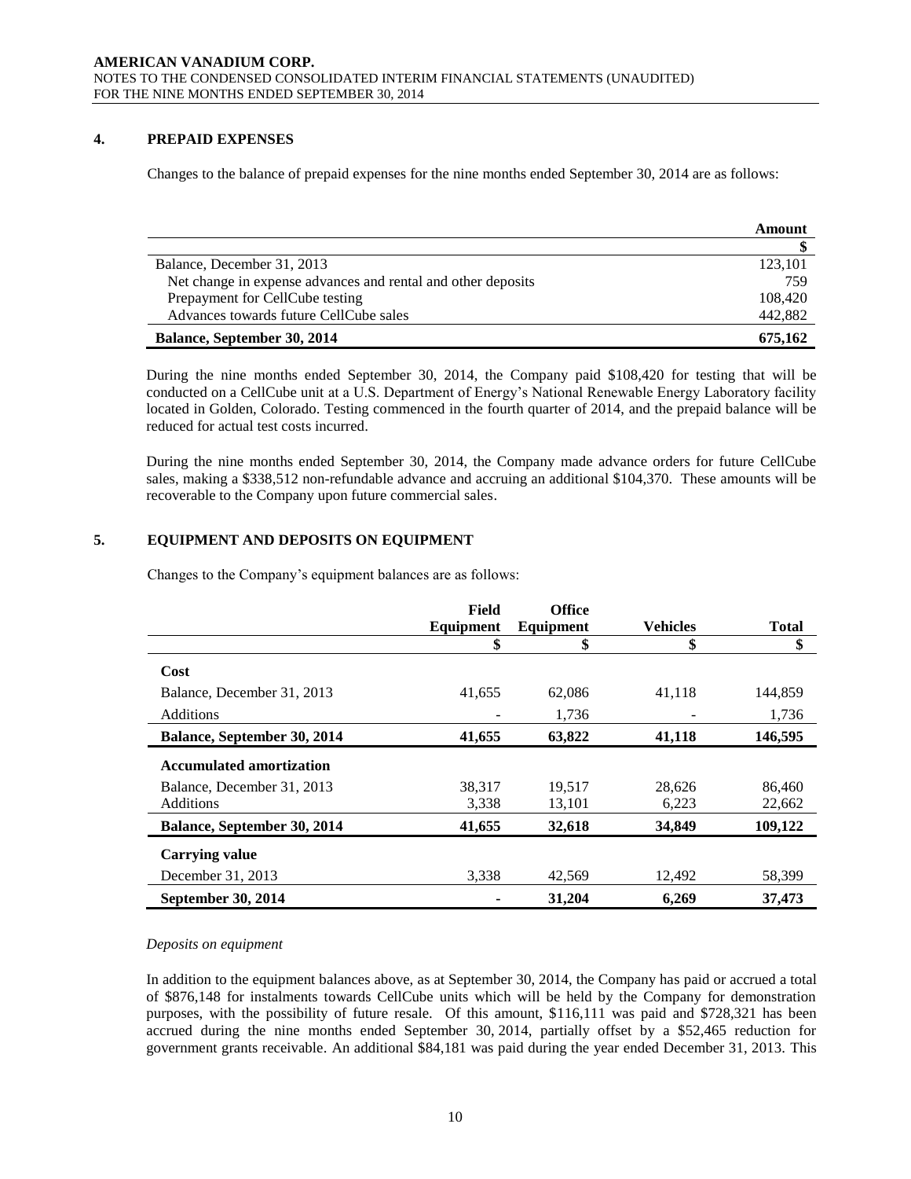## 4. PREPAID EXPENSES

Changes to the balance of prepaid expenses for the nine months ended September 30, 2014 are as follows:

| | Amount |
|---|---|
| | $ |
| Balance, December 31, 2013 | 123,101 |
| Net change in expense advances and rental and other deposits | 759 |
| Prepayment for CellCube testing | 108,420 |
| Advances towards future CellCube sales | 442,882 |
| **Balance, September 30, 2014** | **675,162** |

During the nine months ended September 30, 2014, the Company paid $108,420 for testing that will be conducted on a CellCube unit at a U.S. Department of Energy's National Renewable Energy Laboratory facility located in Golden, Colorado. Testing commenced in the fourth quarter of 2014, and the prepaid balance will be reduced for actual test costs incurred.

During the nine months ended September 30, 2014, the Company made advance orders for future CellCube sales, making a $338,512 non-refundable advance and accruing an additional $104,370. These amounts will be recoverable to the Company upon future commercial sales.

## 5. EQUIPMENT AND DEPOSITS ON EQUIPMENT

Changes to the Company's equipment balances are as follows:

| | Field Equipment | Office Equipment | Vehicles | Total |
|---|---|---|---|---|
| | $ | $ | $ | $ |
| **Cost** | | | | |
| Balance, December 31, 2013 | 41,655 | 62,086 | 41,118 | 144,859 |
| Additions | - | 1,736 | - | 1,736 |
| **Balance, September 30, 2014** | **41,655** | **63,822** | **41,118** | **146,595** |
| **Accumulated amortization** | | | | |
| Balance, December 31, 2013 | 38,317 | 19,517 | 28,626 | 86,460 |
| Additions | 3,338 | 13,101 | 6,223 | 22,662 |
| **Balance, September 30, 2014** | **41,655** | **32,618** | **34,849** | **109,122** |
| **Carrying value** | | | | |
| December 31, 2013 | 3,338 | 42,569 | 12,492 | 58,399 |
| **September 30, 2014** | **-** | **31,204** | **6,269** | **37,473** |

*Deposits on equipment*

In addition to the equipment balances above, as at September 30, 2014, the Company has paid or accrued a total of $876,148 for instalments towards CellCube units which will be held by the Company for demonstration purposes, with the possibility of future resale. Of this amount, $116,111 was paid and $728,321 has been accrued during the nine months ended September 30, 2014, partially offset by a $52,465 reduction for government grants receivable. An additional $84,181 was paid during the year ended December 31, 2013. This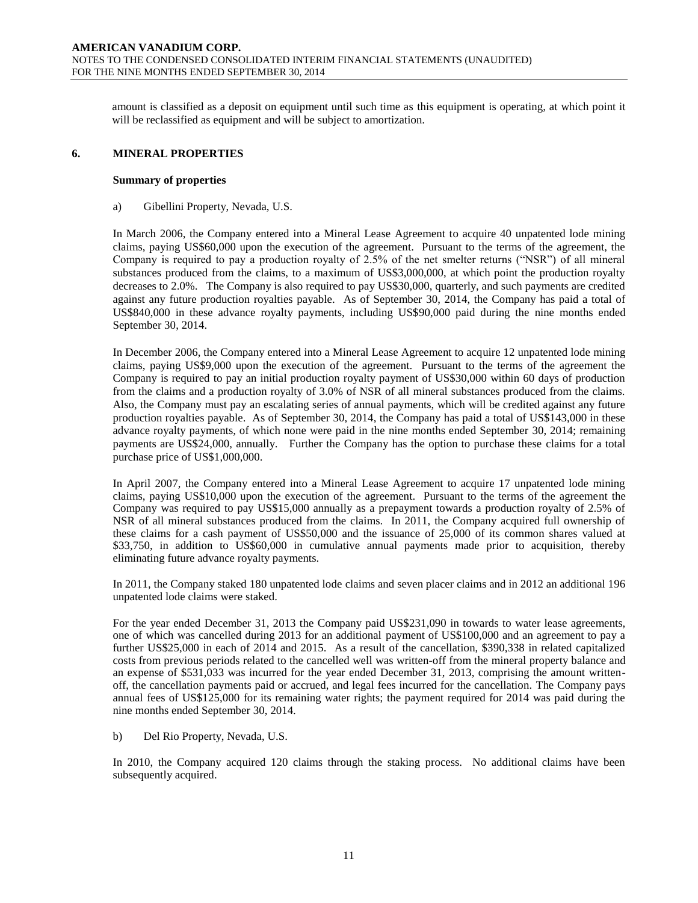amount is classified as a deposit on equipment until such time as this equipment is operating, at which point it will be reclassified as equipment and will be subject to amortization.

## 6. MINERAL PROPERTIES

### Summary of properties

a) Gibellini Property, Nevada, U.S.

In March 2006, the Company entered into a Mineral Lease Agreement to acquire 40 unpatented lode mining claims, paying US$60,000 upon the execution of the agreement. Pursuant to the terms of the agreement, the Company is required to pay a production royalty of 2.5% of the net smelter returns ("NSR") of all mineral substances produced from the claims, to a maximum of US$3,000,000, at which point the production royalty decreases to 2.0%. The Company is also required to pay US$30,000, quarterly, and such payments are credited against any future production royalties payable. As of September 30, 2014, the Company has paid a total of US$840,000 in these advance royalty payments, including US$90,000 paid during the nine months ended September 30, 2014.

In December 2006, the Company entered into a Mineral Lease Agreement to acquire 12 unpatented lode mining claims, paying US$9,000 upon the execution of the agreement. Pursuant to the terms of the agreement the Company is required to pay an initial production royalty payment of US$30,000 within 60 days of production from the claims and a production royalty of 3.0% of NSR of all mineral substances produced from the claims. Also, the Company must pay an escalating series of annual payments, which will be credited against any future production royalties payable. As of September 30, 2014, the Company has paid a total of US$143,000 in these advance royalty payments, of which none were paid in the nine months ended September 30, 2014; remaining payments are US$24,000, annually. Further the Company has the option to purchase these claims for a total purchase price of US$1,000,000.

In April 2007, the Company entered into a Mineral Lease Agreement to acquire 17 unpatented lode mining claims, paying US$10,000 upon the execution of the agreement. Pursuant to the terms of the agreement the Company was required to pay US$15,000 annually as a prepayment towards a production royalty of 2.5% of NSR of all mineral substances produced from the claims. In 2011, the Company acquired full ownership of these claims for a cash payment of US$50,000 and the issuance of 25,000 of its common shares valued at $33,750, in addition to US$60,000 in cumulative annual payments made prior to acquisition, thereby eliminating future advance royalty payments.

In 2011, the Company staked 180 unpatented lode claims and seven placer claims and in 2012 an additional 196 unpatented lode claims were staked.

For the year ended December 31, 2013 the Company paid US$231,090 in towards to water lease agreements, one of which was cancelled during 2013 for an additional payment of US$100,000 and an agreement to pay a further US$25,000 in each of 2014 and 2015. As a result of the cancellation, $390,338 in related capitalized costs from previous periods related to the cancelled well was written-off from the mineral property balance and an expense of $531,033 was incurred for the year ended December 31, 2013, comprising the amount written-off, the cancellation payments paid or accrued, and legal fees incurred for the cancellation. The Company pays annual fees of US$125,000 for its remaining water rights; the payment required for 2014 was paid during the nine months ended September 30, 2014.

b) Del Rio Property, Nevada, U.S.

In 2010, the Company acquired 120 claims through the staking process. No additional claims have been subsequently acquired.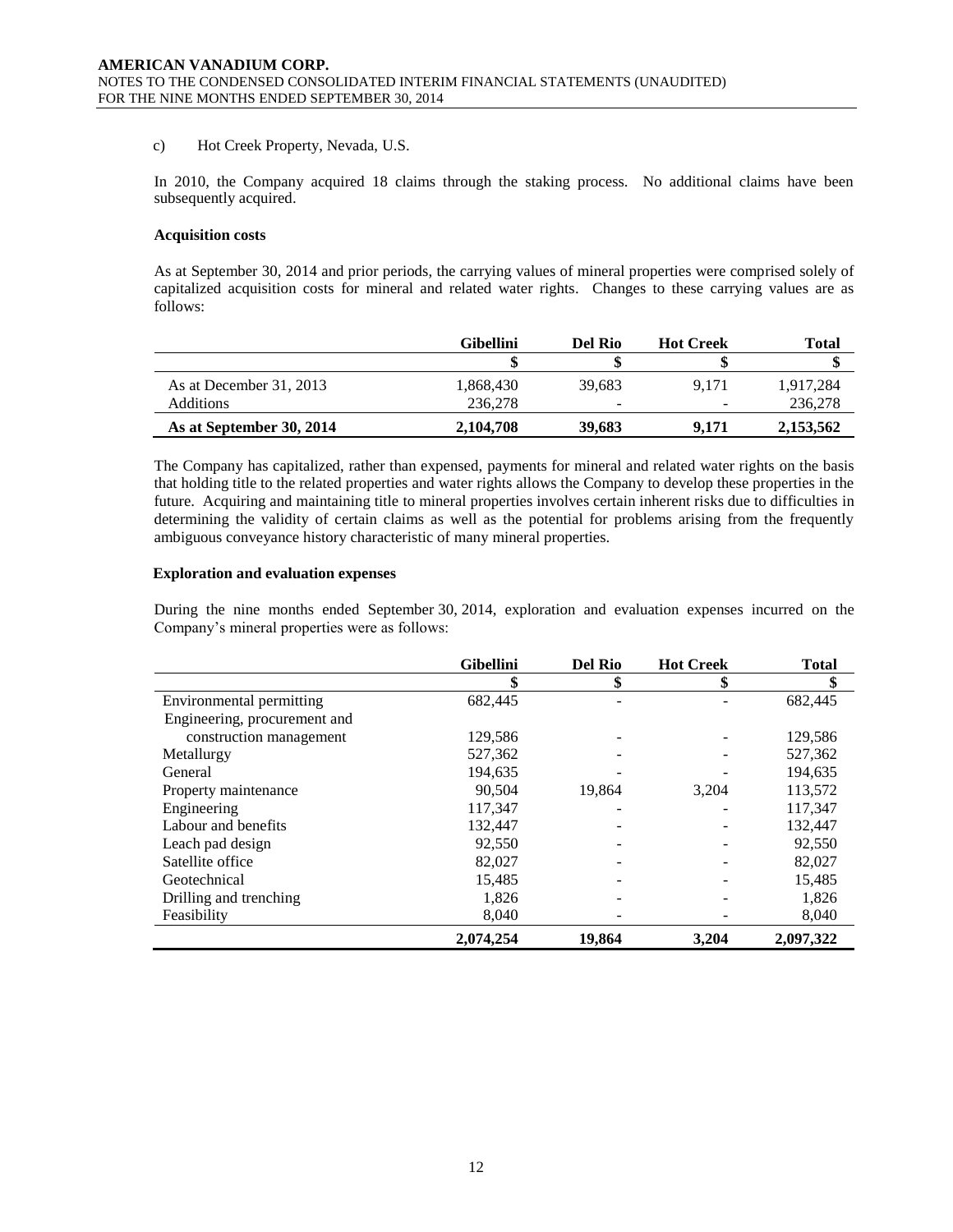c) Hot Creek Property, Nevada, U.S.

In 2010, the Company acquired 18 claims through the staking process. No additional claims have been subsequently acquired.

**Acquisition costs**

As at September 30, 2014 and prior periods, the carrying values of mineral properties were comprised solely of capitalized acquisition costs for mineral and related water rights. Changes to these carrying values are as follows:

| | Gibellini | Del Rio | Hot Creek | Total |
|---|---|---|---|---|
| | $ | $ | $ | $ |
| As at December 31, 2013 | 1,868,430 | 39,683 | 9,171 | 1,917,284 |
| Additions | 236,278 | - | - | 236,278 |
| **As at September 30, 2014** | **2,104,708** | **39,683** | **9,171** | **2,153,562** |

The Company has capitalized, rather than expensed, payments for mineral and related water rights on the basis that holding title to the related properties and water rights allows the Company to develop these properties in the future. Acquiring and maintaining title to mineral properties involves certain inherent risks due to difficulties in determining the validity of certain claims as well as the potential for problems arising from the frequently ambiguous conveyance history characteristic of many mineral properties.

**Exploration and evaluation expenses**

During the nine months ended September 30, 2014, exploration and evaluation expenses incurred on the Company's mineral properties were as follows:

| | Gibellini | Del Rio | Hot Creek | Total |
|---|---|---|---|---|
| | $ | $ | $ | $ |
| Environmental permitting | 682,445 | - | - | 682,445 |
| Engineering, procurement and construction management | 129,586 | - | - | 129,586 |
| Metallurgy | 527,362 | - | - | 527,362 |
| General | 194,635 | - | - | 194,635 |
| Property maintenance | 90,504 | 19,864 | 3,204 | 113,572 |
| Engineering | 117,347 | - | - | 117,347 |
| Labour and benefits | 132,447 | - | - | 132,447 |
| Leach pad design | 92,550 | - | - | 92,550 |
| Satellite office | 82,027 | - | - | 82,027 |
| Geotechnical | 15,485 | - | - | 15,485 |
| Drilling and trenching | 1,826 | - | - | 1,826 |
| Feasibility | 8,040 | - | - | 8,040 |
| | **2,074,254** | **19,864** | **3,204** | **2,097,322** |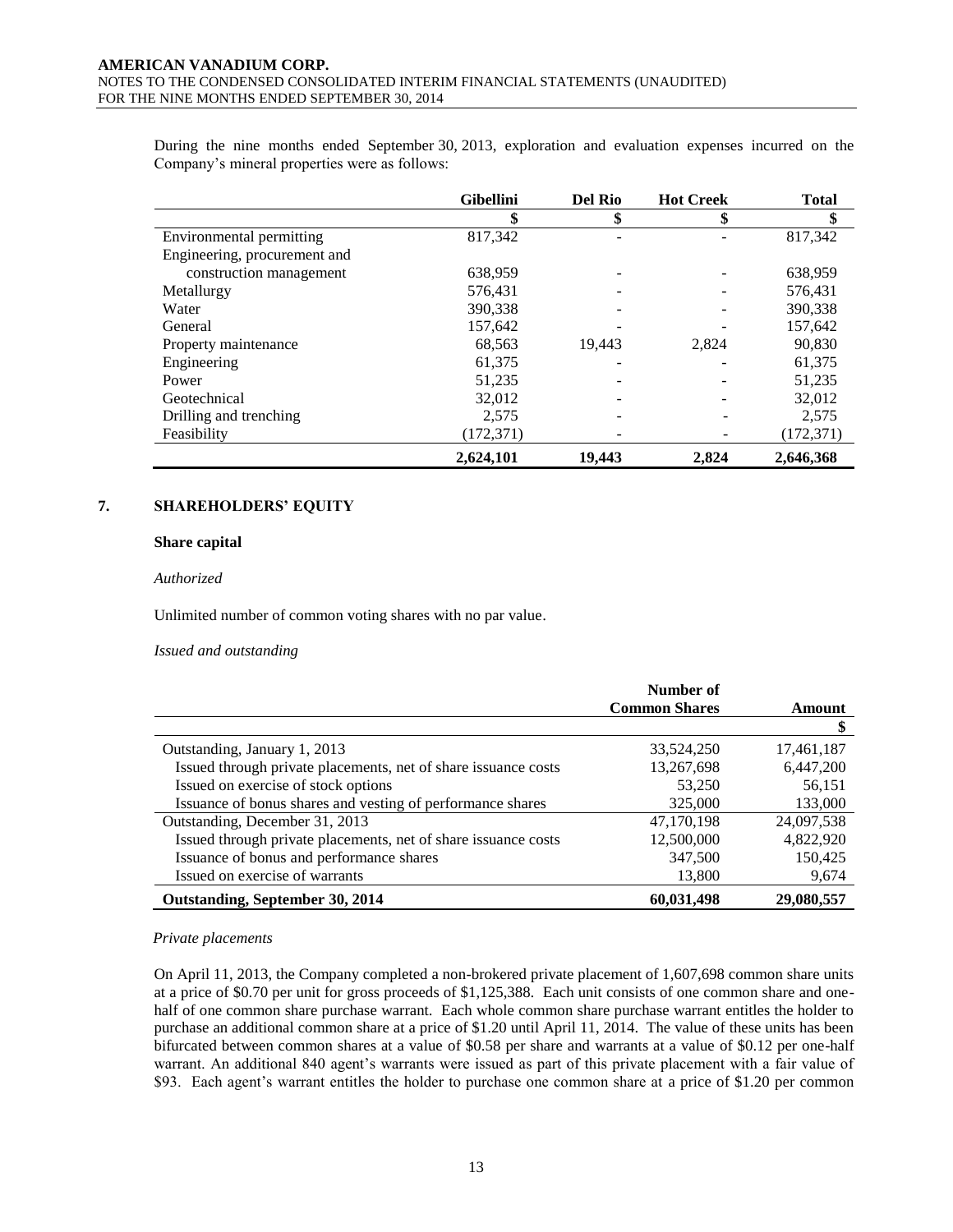During the nine months ended September 30, 2013, exploration and evaluation expenses incurred on the Company's mineral properties were as follows:

| | Gibellini | Del Rio | Hot Creek | Total |
|---|---|---|---|---|
| | \$ | \$ | \$ | \$ |
| Environmental permitting | 817,342 | - | - | 817,342 |
| Engineering, procurement and construction management | 638,959 | - | - | 638,959 |
| Metallurgy | 576,431 | - | - | 576,431 |
| Water | 390,338 | - | - | 390,338 |
| General | 157,642 | - | - | 157,642 |
| Property maintenance | 68,563 | 19,443 | 2,824 | 90,830 |
| Engineering | 61,375 | - | - | 61,375 |
| Power | 51,235 | - | - | 51,235 |
| Geotechnical | 32,012 | - | - | 32,012 |
| Drilling and trenching | 2,575 | - | - | 2,575 |
| Feasibility | (172,371) | - | - | (172,371) |
| | **2,624,101** | **19,443** | **2,824** | **2,646,368** |

## 7. SHAREHOLDERS' EQUITY

### Share capital

*Authorized*

Unlimited number of common voting shares with no par value.

*Issued and outstanding*

| | Number of Common Shares | Amount |
|---|---|---|
| | | \$ |
| Outstanding, January 1, 2013 | 33,524,250 | 17,461,187 |
| Issued through private placements, net of share issuance costs | 13,267,698 | 6,447,200 |
| Issued on exercise of stock options | 53,250 | 56,151 |
| Issuance of bonus shares and vesting of performance shares | 325,000 | 133,000 |
| Outstanding, December 31, 2013 | 47,170,198 | 24,097,538 |
| Issued through private placements, net of share issuance costs | 12,500,000 | 4,822,920 |
| Issuance of bonus and performance shares | 347,500 | 150,425 |
| Issued on exercise of warrants | 13,800 | 9,674 |
| **Outstanding, September 30, 2014** | **60,031,498** | **29,080,557** |

*Private placements*

On April 11, 2013, the Company completed a non-brokered private placement of 1,607,698 common share units at a price of \$0.70 per unit for gross proceeds of \$1,125,388. Each unit consists of one common share and one-half of one common share purchase warrant. Each whole common share purchase warrant entitles the holder to purchase an additional common share at a price of \$1.20 until April 11, 2014. The value of these units has been bifurcated between common shares at a value of \$0.58 per share and warrants at a value of \$0.12 per one-half warrant. An additional 840 agent's warrants were issued as part of this private placement with a fair value of \$93. Each agent's warrant entitles the holder to purchase one common share at a price of \$1.20 per common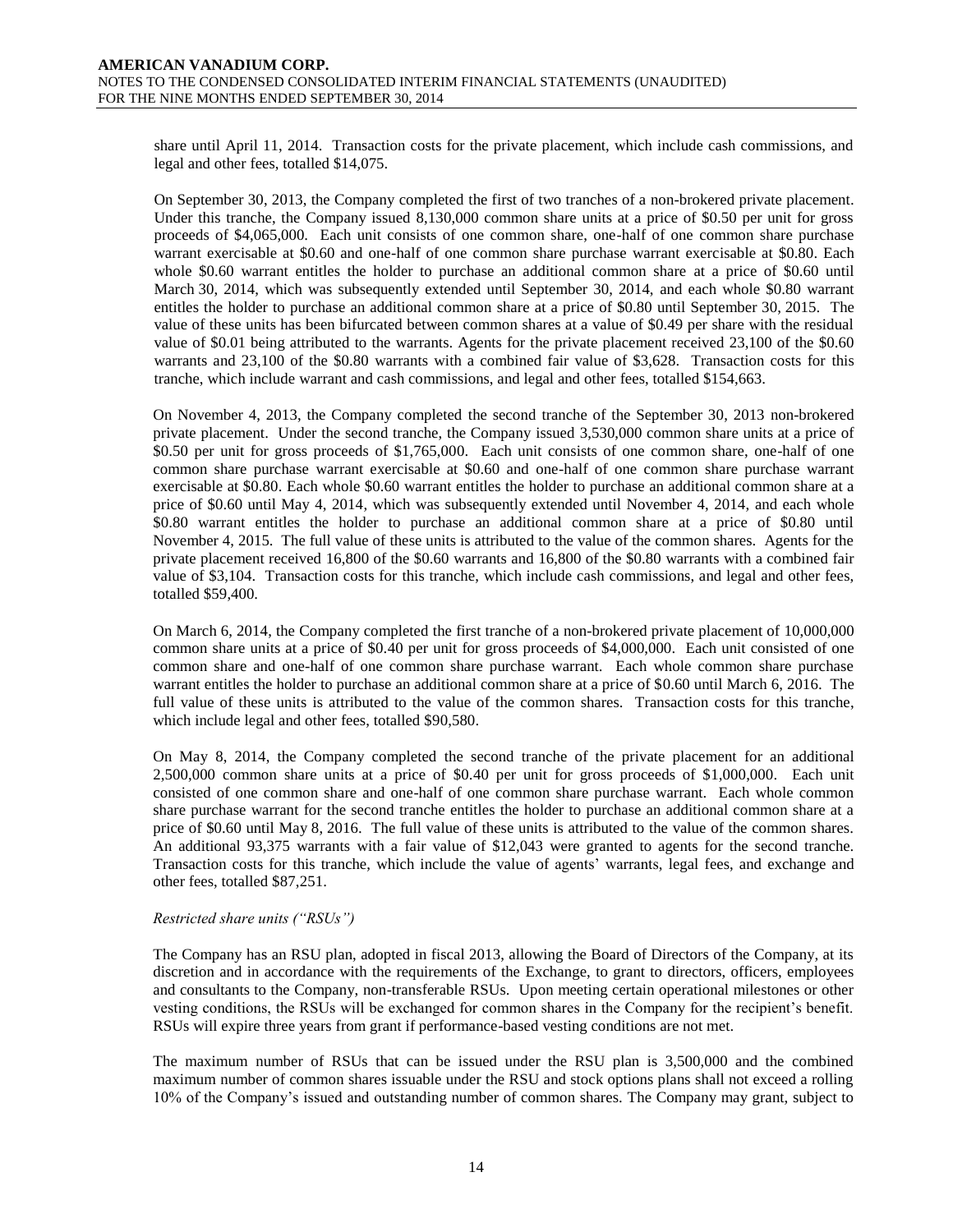share until April 11, 2014. Transaction costs for the private placement, which include cash commissions, and legal and other fees, totalled $14,075.

On September 30, 2013, the Company completed the first of two tranches of a non-brokered private placement. Under this tranche, the Company issued 8,130,000 common share units at a price of $0.50 per unit for gross proceeds of $4,065,000. Each unit consists of one common share, one-half of one common share purchase warrant exercisable at $0.60 and one-half of one common share purchase warrant exercisable at $0.80. Each whole $0.60 warrant entitles the holder to purchase an additional common share at a price of $0.60 until March 30, 2014, which was subsequently extended until September 30, 2014, and each whole $0.80 warrant entitles the holder to purchase an additional common share at a price of $0.80 until September 30, 2015. The value of these units has been bifurcated between common shares at a value of $0.49 per share with the residual value of $0.01 being attributed to the warrants. Agents for the private placement received 23,100 of the $0.60 warrants and 23,100 of the $0.80 warrants with a combined fair value of $3,628. Transaction costs for this tranche, which include warrant and cash commissions, and legal and other fees, totalled $154,663.

On November 4, 2013, the Company completed the second tranche of the September 30, 2013 non-brokered private placement. Under the second tranche, the Company issued 3,530,000 common share units at a price of $0.50 per unit for gross proceeds of $1,765,000. Each unit consists of one common share, one-half of one common share purchase warrant exercisable at $0.60 and one-half of one common share purchase warrant exercisable at $0.80. Each whole $0.60 warrant entitles the holder to purchase an additional common share at a price of $0.60 until May 4, 2014, which was subsequently extended until November 4, 2014, and each whole $0.80 warrant entitles the holder to purchase an additional common share at a price of $0.80 until November 4, 2015. The full value of these units is attributed to the value of the common shares. Agents for the private placement received 16,800 of the $0.60 warrants and 16,800 of the $0.80 warrants with a combined fair value of $3,104. Transaction costs for this tranche, which include cash commissions, and legal and other fees, totalled $59,400.

On March 6, 2014, the Company completed the first tranche of a non-brokered private placement of 10,000,000 common share units at a price of $0.40 per unit for gross proceeds of $4,000,000. Each unit consisted of one common share and one-half of one common share purchase warrant. Each whole common share purchase warrant entitles the holder to purchase an additional common share at a price of $0.60 until March 6, 2016. The full value of these units is attributed to the value of the common shares. Transaction costs for this tranche, which include legal and other fees, totalled $90,580.

On May 8, 2014, the Company completed the second tranche of the private placement for an additional 2,500,000 common share units at a price of $0.40 per unit for gross proceeds of $1,000,000. Each unit consisted of one common share and one-half of one common share purchase warrant. Each whole common share purchase warrant for the second tranche entitles the holder to purchase an additional common share at a price of $0.60 until May 8, 2016. The full value of these units is attributed to the value of the common shares. An additional 93,375 warrants with a fair value of $12,043 were granted to agents for the second tranche. Transaction costs for this tranche, which include the value of agents' warrants, legal fees, and exchange and other fees, totalled $87,251.

*Restricted share units ("RSUs")*

The Company has an RSU plan, adopted in fiscal 2013, allowing the Board of Directors of the Company, at its discretion and in accordance with the requirements of the Exchange, to grant to directors, officers, employees and consultants to the Company, non-transferable RSUs. Upon meeting certain operational milestones or other vesting conditions, the RSUs will be exchanged for common shares in the Company for the recipient's benefit. RSUs will expire three years from grant if performance-based vesting conditions are not met.

The maximum number of RSUs that can be issued under the RSU plan is 3,500,000 and the combined maximum number of common shares issuable under the RSU and stock options plans shall not exceed a rolling 10% of the Company's issued and outstanding number of common shares. The Company may grant, subject to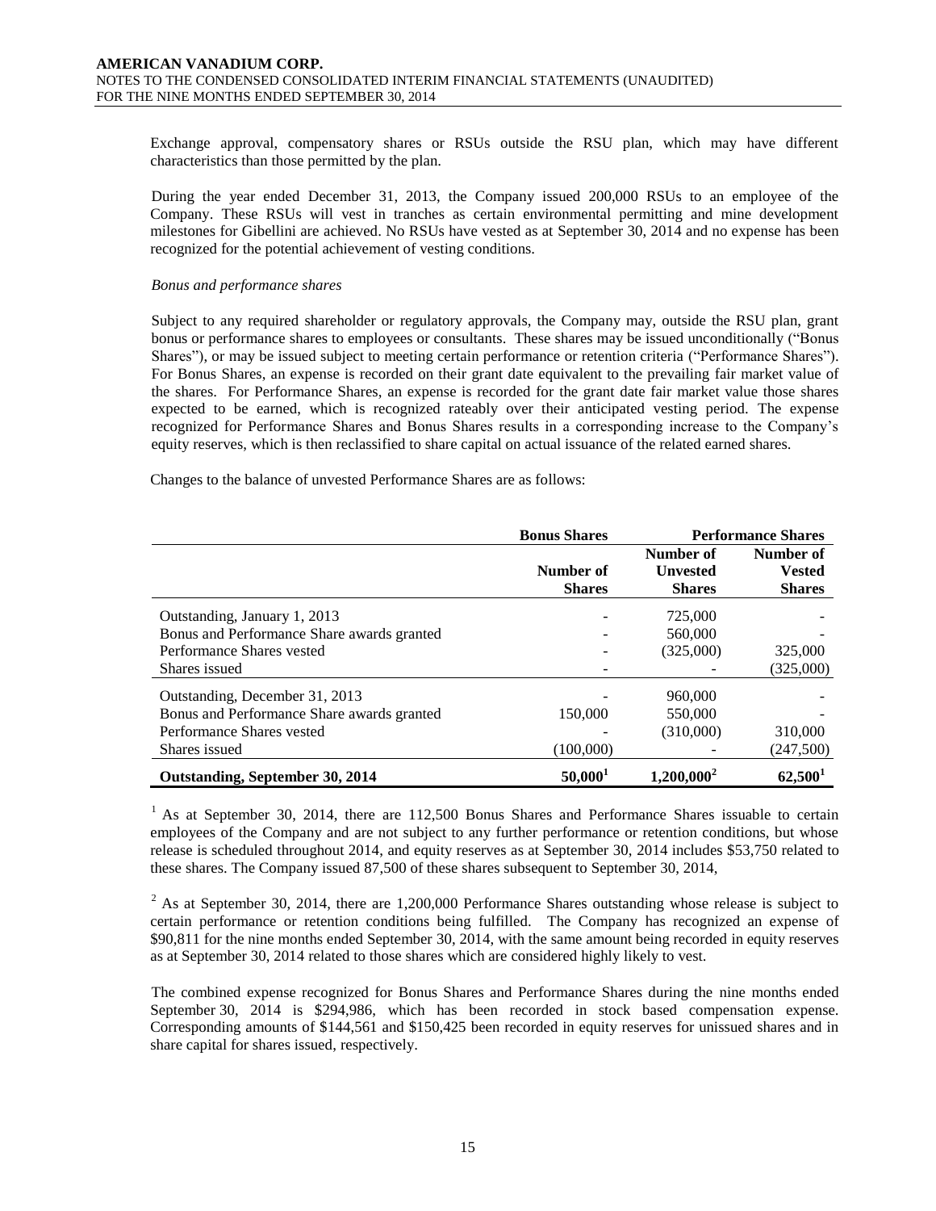Exchange approval, compensatory shares or RSUs outside the RSU plan, which may have different characteristics than those permitted by the plan.

During the year ended December 31, 2013, the Company issued 200,000 RSUs to an employee of the Company. These RSUs will vest in tranches as certain environmental permitting and mine development milestones for Gibellini are achieved. No RSUs have vested as at September 30, 2014 and no expense has been recognized for the potential achievement of vesting conditions.

*Bonus and performance shares*

Subject to any required shareholder or regulatory approvals, the Company may, outside the RSU plan, grant bonus or performance shares to employees or consultants. These shares may be issued unconditionally ("Bonus Shares"), or may be issued subject to meeting certain performance or retention criteria ("Performance Shares"). For Bonus Shares, an expense is recorded on their grant date equivalent to the prevailing fair market value of the shares. For Performance Shares, an expense is recorded for the grant date fair market value those shares expected to be earned, which is recognized rateably over their anticipated vesting period. The expense recognized for Performance Shares and Bonus Shares results in a corresponding increase to the Company's equity reserves, which is then reclassified to share capital on actual issuance of the related earned shares.

Changes to the balance of unvested Performance Shares are as follows:

| | **Bonus Shares** | **Performance Shares** | |
|---|---|---|---|
| | **Number of Shares** | **Number of Unvested Shares** | **Number of Vested Shares** |
| Outstanding, January 1, 2013 | - | 725,000 | - |
| Bonus and Performance Share awards granted | - | 560,000 | - |
| Performance Shares vested | - | (325,000) | 325,000 |
| Shares issued | - | - | (325,000) |
| Outstanding, December 31, 2013 | - | 960,000 | - |
| Bonus and Performance Share awards granted | 150,000 | 550,000 | - |
| Performance Shares vested | - | (310,000) | 310,000 |
| Shares issued | (100,000) | - | (247,500) |
| **Outstanding, September 30, 2014** | **50,000[1]** | **1,200,000[2]** | **62,500[1]** |

[1] As at September 30, 2014, there are 112,500 Bonus Shares and Performance Shares issuable to certain employees of the Company and are not subject to any further performance or retention conditions, but whose release is scheduled throughout 2014, and equity reserves as at September 30, 2014 includes $53,750 related to these shares. The Company issued 87,500 of these shares subsequent to September 30, 2014,

[2] As at September 30, 2014, there are 1,200,000 Performance Shares outstanding whose release is subject to certain performance or retention conditions being fulfilled. The Company has recognized an expense of $90,811 for the nine months ended September 30, 2014, with the same amount being recorded in equity reserves as at September 30, 2014 related to those shares which are considered highly likely to vest.

The combined expense recognized for Bonus Shares and Performance Shares during the nine months ended September 30, 2014 is $294,986, which has been recorded in stock based compensation expense. Corresponding amounts of $144,561 and $150,425 been recorded in equity reserves for unissued shares and in share capital for shares issued, respectively.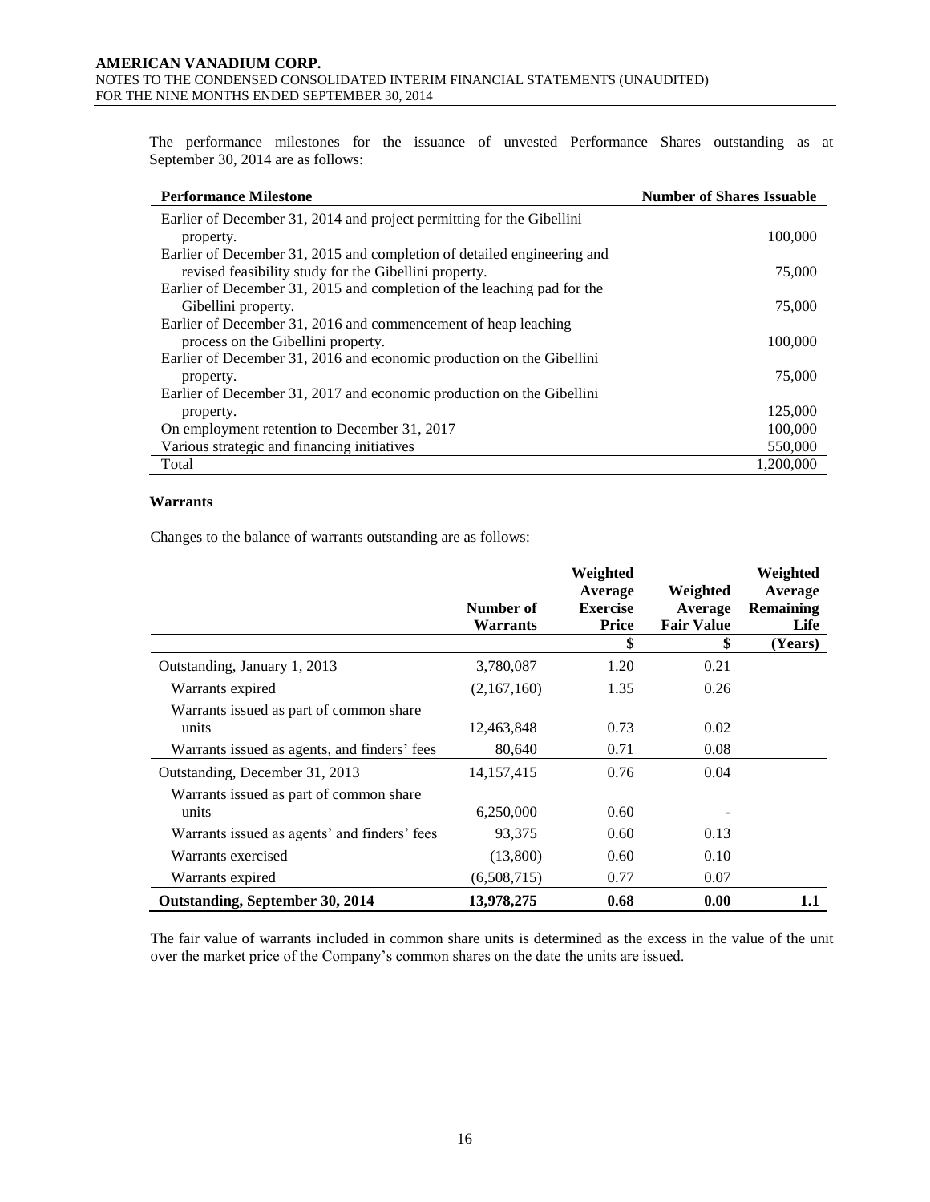The performance milestones for the issuance of unvested Performance Shares outstanding as at September 30, 2014 are as follows:

| Performance Milestone | Number of Shares Issuable |
|---|---|
| Earlier of December 31, 2014 and project permitting for the Gibellini property. | 100,000 |
| Earlier of December 31, 2015 and completion of detailed engineering and revised feasibility study for the Gibellini property. | 75,000 |
| Earlier of December 31, 2015 and completion of the leaching pad for the Gibellini property. | 75,000 |
| Earlier of December 31, 2016 and commencement of heap leaching process on the Gibellini property. | 100,000 |
| Earlier of December 31, 2016 and economic production on the Gibellini property. | 75,000 |
| Earlier of December 31, 2017 and economic production on the Gibellini property. | 125,000 |
| On employment retention to December 31, 2017 | 100,000 |
| Various strategic and financing initiatives | 550,000 |
| Total | 1,200,000 |

### Warrants

Changes to the balance of warrants outstanding are as follows:

| | Number of Warrants | Weighted Average Exercise Price | Weighted Average Fair Value | Weighted Average Remaining Life |
|---|---|---|---|---|
| | | $ | $ | (Years) |
| Outstanding, January 1, 2013 | 3,780,087 | 1.20 | 0.21 | |
| Warrants expired | (2,167,160) | 1.35 | 0.26 | |
| Warrants issued as part of common share units | 12,463,848 | 0.73 | 0.02 | |
| Warrants issued as agents, and finders' fees | 80,640 | 0.71 | 0.08 | |
| Outstanding, December 31, 2013 | 14,157,415 | 0.76 | 0.04 | |
| Warrants issued as part of common share units | 6,250,000 | 0.60 | - | |
| Warrants issued as agents' and finders' fees | 93,375 | 0.60 | 0.13 | |
| Warrants exercised | (13,800) | 0.60 | 0.10 | |
| Warrants expired | (6,508,715) | 0.77 | 0.07 | |
| **Outstanding, September 30, 2014** | **13,978,275** | **0.68** | **0.00** | **1.1** |

The fair value of warrants included in common share units is determined as the excess in the value of the unit over the market price of the Company's common shares on the date the units are issued.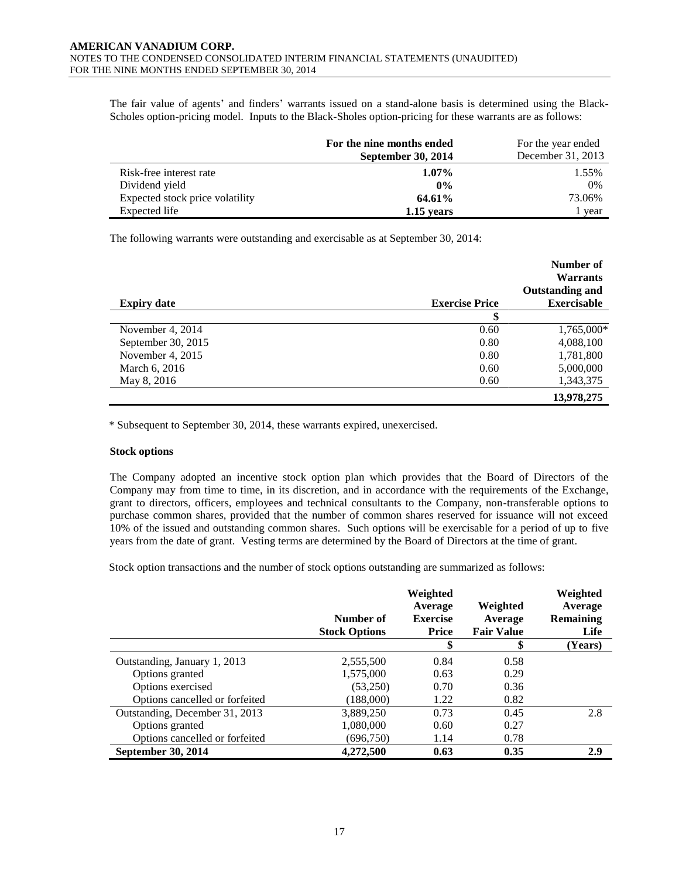The fair value of agents' and finders' warrants issued on a stand-alone basis is determined using the Black-Scholes option-pricing model. Inputs to the Black-Sholes option-pricing for these warrants are as follows:

| | **For the nine months ended September 30, 2014** | For the year ended December 31, 2013 |
|---|---|---|
| Risk-free interest rate | **1.07%** | 1.55% |
| Dividend yield | **0%** | 0% |
| Expected stock price volatility | **64.61%** | 73.06% |
| Expected life | **1.15 years** | 1 year |

The following warrants were outstanding and exercisable as at September 30, 2014:

| **Expiry date** | **Exercise Price** | **Number of Warrants Outstanding and Exercisable** |
|---|---|---|
| | **$** | |
| November 4, 2014 | 0.60 | 1,765,000* |
| September 30, 2015 | 0.80 | 4,088,100 |
| November 4, 2015 | 0.80 | 1,781,800 |
| March 6, 2016 | 0.60 | 5,000,000 |
| May 8, 2016 | 0.60 | 1,343,375 |
| | | **13,978,275** |

\* Subsequent to September 30, 2014, these warrants expired, unexercised.

**Stock options**

The Company adopted an incentive stock option plan which provides that the Board of Directors of the Company may from time to time, in its discretion, and in accordance with the requirements of the Exchange, grant to directors, officers, employees and technical consultants to the Company, non-transferable options to purchase common shares, provided that the number of common shares reserved for issuance will not exceed 10% of the issued and outstanding common shares. Such options will be exercisable for a period of up to five years from the date of grant. Vesting terms are determined by the Board of Directors at the time of grant.

Stock option transactions and the number of stock options outstanding are summarized as follows:

| | **Number of Stock Options** | **Weighted Average Exercise Price** | **Weighted Average Fair Value** | **Weighted Average Remaining Life** |
|---|---|---|---|---|
| | | **$** | **$** | **(Years)** |
| Outstanding, January 1, 2013 | 2,555,500 | 0.84 | 0.58 | |
| Options granted | 1,575,000 | 0.63 | 0.29 | |
| Options exercised | (53,250) | 0.70 | 0.36 | |
| Options cancelled or forfeited | (188,000) | 1.22 | 0.82 | |
| Outstanding, December 31, 2013 | 3,889,250 | 0.73 | 0.45 | 2.8 |
| Options granted | 1,080,000 | 0.60 | 0.27 | |
| Options cancelled or forfeited | (696,750) | 1.14 | 0.78 | |
| **September 30, 2014** | **4,272,500** | **0.63** | **0.35** | **2.9** |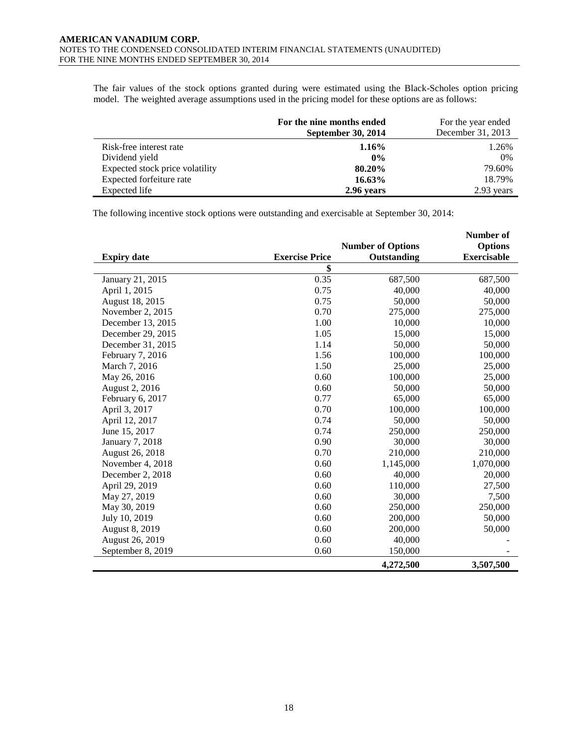The fair values of the stock options granted during were estimated using the Black-Scholes option pricing model. The weighted average assumptions used in the pricing model for these options are as follows:

| | **For the nine months ended September 30, 2014** | For the year ended December 31, 2013 |
|---|---|---|
| Risk-free interest rate | **1.16%** | 1.26% |
| Dividend yield | **0%** | 0% |
| Expected stock price volatility | **80.20%** | 79.60% |
| Expected forfeiture rate | **16.63%** | 18.79% |
| Expected life | **2.96 years** | 2.93 years |

The following incentive stock options were outstanding and exercisable at September 30, 2014:

| **Expiry date** | **Exercise Price** | **Number of Options Outstanding** | **Number of Options Exercisable** |
|---|---|---|---|
| | **$** | | |
| January 21, 2015 | 0.35 | 687,500 | 687,500 |
| April 1, 2015 | 0.75 | 40,000 | 40,000 |
| August 18, 2015 | 0.75 | 50,000 | 50,000 |
| November 2, 2015 | 0.70 | 275,000 | 275,000 |
| December 13, 2015 | 1.00 | 10,000 | 10,000 |
| December 29, 2015 | 1.05 | 15,000 | 15,000 |
| December 31, 2015 | 1.14 | 50,000 | 50,000 |
| February 7, 2016 | 1.56 | 100,000 | 100,000 |
| March 7, 2016 | 1.50 | 25,000 | 25,000 |
| May 26, 2016 | 0.60 | 100,000 | 25,000 |
| August 2, 2016 | 0.60 | 50,000 | 50,000 |
| February 6, 2017 | 0.77 | 65,000 | 65,000 |
| April 3, 2017 | 0.70 | 100,000 | 100,000 |
| April 12, 2017 | 0.74 | 50,000 | 50,000 |
| June 15, 2017 | 0.74 | 250,000 | 250,000 |
| January 7, 2018 | 0.90 | 30,000 | 30,000 |
| August 26, 2018 | 0.70 | 210,000 | 210,000 |
| November 4, 2018 | 0.60 | 1,145,000 | 1,070,000 |
| December 2, 2018 | 0.60 | 40,000 | 20,000 |
| April 29, 2019 | 0.60 | 110,000 | 27,500 |
| May 27, 2019 | 0.60 | 30,000 | 7,500 |
| May 30, 2019 | 0.60 | 250,000 | 250,000 |
| July 10, 2019 | 0.60 | 200,000 | 50,000 |
| August 8, 2019 | 0.60 | 200,000 | 50,000 |
| August 26, 2019 | 0.60 | 40,000 | - |
| September 8, 2019 | 0.60 | 150,000 | - |
| | | **4,272,500** | **3,507,500** |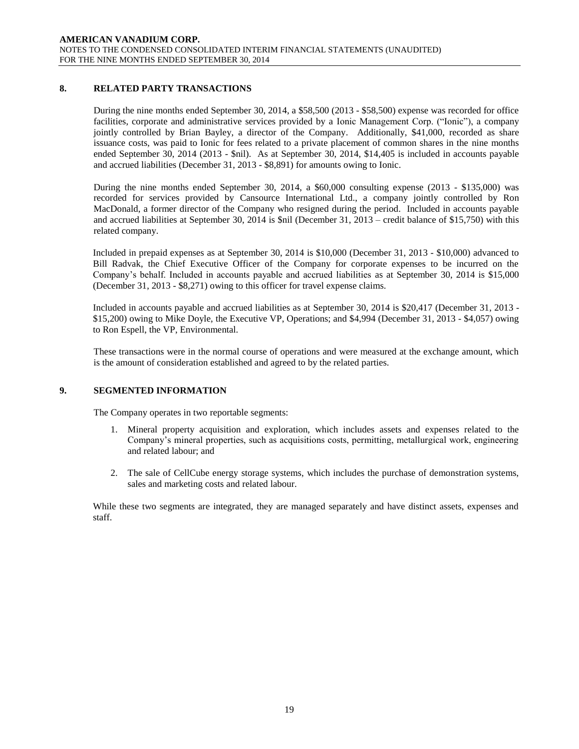## 8. RELATED PARTY TRANSACTIONS

During the nine months ended September 30, 2014, a $58,500 (2013 - $58,500) expense was recorded for office facilities, corporate and administrative services provided by a Ionic Management Corp. ("Ionic"), a company jointly controlled by Brian Bayley, a director of the Company. Additionally, $41,000, recorded as share issuance costs, was paid to Ionic for fees related to a private placement of common shares in the nine months ended September 30, 2014 (2013 - $nil). As at September 30, 2014, $14,405 is included in accounts payable and accrued liabilities (December 31, 2013 - $8,891) for amounts owing to Ionic.

During the nine months ended September 30, 2014, a $60,000 consulting expense (2013 - $135,000) was recorded for services provided by Cansource International Ltd., a company jointly controlled by Ron MacDonald, a former director of the Company who resigned during the period. Included in accounts payable and accrued liabilities at September 30, 2014 is $nil (December 31, 2013 – credit balance of $15,750) with this related company.

Included in prepaid expenses as at September 30, 2014 is $10,000 (December 31, 2013 - $10,000) advanced to Bill Radvak, the Chief Executive Officer of the Company for corporate expenses to be incurred on the Company's behalf. Included in accounts payable and accrued liabilities as at September 30, 2014 is $15,000 (December 31, 2013 - $8,271) owing to this officer for travel expense claims.

Included in accounts payable and accrued liabilities as at September 30, 2014 is $20,417 (December 31, 2013 - $15,200) owing to Mike Doyle, the Executive VP, Operations; and $4,994 (December 31, 2013 - $4,057) owing to Ron Espell, the VP, Environmental.

These transactions were in the normal course of operations and were measured at the exchange amount, which is the amount of consideration established and agreed to by the related parties.

## 9. SEGMENTED INFORMATION

The Company operates in two reportable segments:

1. Mineral property acquisition and exploration, which includes assets and expenses related to the Company's mineral properties, such as acquisitions costs, permitting, metallurgical work, engineering and related labour; and
2. The sale of CellCube energy storage systems, which includes the purchase of demonstration systems, sales and marketing costs and related labour.

While these two segments are integrated, they are managed separately and have distinct assets, expenses and staff.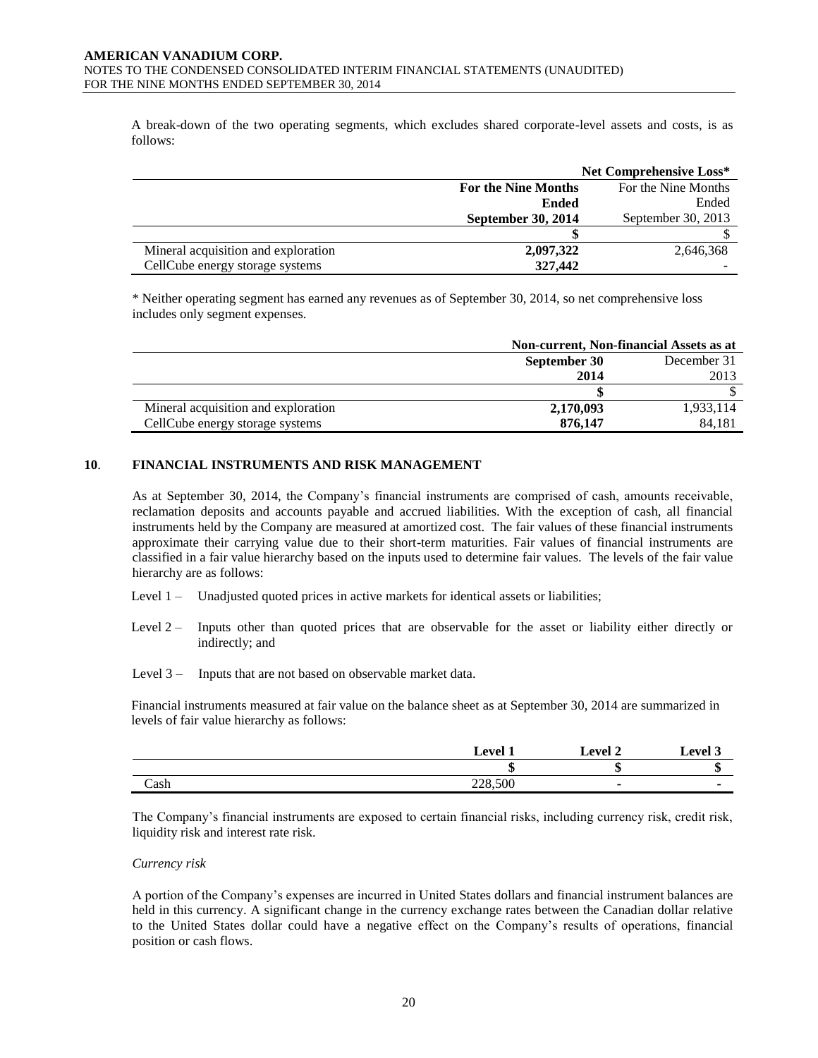A break-down of the two operating segments, which excludes shared corporate-level assets and costs, is as follows:

| | Net Comprehensive Loss* | |
|---|---|---|
| | **For the Nine Months Ended September 30, 2014** | For the Nine Months Ended September 30, 2013 |
| | **$** | $ |
| Mineral acquisition and exploration | **2,097,322** | 2,646,368 |
| CellCube energy storage systems | **327,442** | - |

\* Neither operating segment has earned any revenues as of September 30, 2014, so net comprehensive loss includes only segment expenses.

| | Non-current, Non-financial Assets as at | |
|---|---|---|
| | **September 30 2014** | December 31 2013 |
| | **$** | $ |
| Mineral acquisition and exploration | **2,170,093** | 1,933,114 |
| CellCube energy storage systems | **876,147** | 84,181 |

## 10. FINANCIAL INSTRUMENTS AND RISK MANAGEMENT

As at September 30, 2014, the Company's financial instruments are comprised of cash, amounts receivable, reclamation deposits and accounts payable and accrued liabilities. With the exception of cash, all financial instruments held by the Company are measured at amortized cost. The fair values of these financial instruments approximate their carrying value due to their short-term maturities. Fair values of financial instruments are classified in a fair value hierarchy based on the inputs used to determine fair values. The levels of the fair value hierarchy are as follows:

Level 1 – Unadjusted quoted prices in active markets for identical assets or liabilities;

Level 2 – Inputs other than quoted prices that are observable for the asset or liability either directly or indirectly; and

Level 3 – Inputs that are not based on observable market data.

Financial instruments measured at fair value on the balance sheet as at September 30, 2014 are summarized in levels of fair value hierarchy as follows:

| | Level 1 | Level 2 | Level 3 |
|---|---|---|---|
| | $ | $ | $ |
| Cash | 228,500 | - | - |

The Company's financial instruments are exposed to certain financial risks, including currency risk, credit risk, liquidity risk and interest rate risk.

*Currency risk*

A portion of the Company's expenses are incurred in United States dollars and financial instrument balances are held in this currency. A significant change in the currency exchange rates between the Canadian dollar relative to the United States dollar could have a negative effect on the Company's results of operations, financial position or cash flows.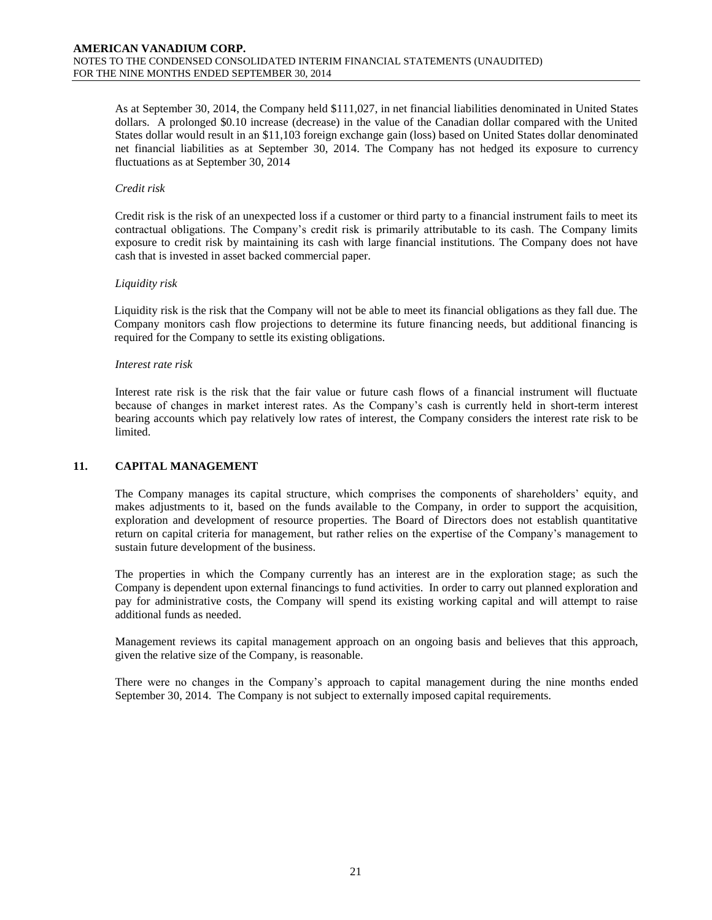As at September 30, 2014, the Company held $111,027, in net financial liabilities denominated in United States dollars. A prolonged $0.10 increase (decrease) in the value of the Canadian dollar compared with the United States dollar would result in an $11,103 foreign exchange gain (loss) based on United States dollar denominated net financial liabilities as at September 30, 2014. The Company has not hedged its exposure to currency fluctuations as at September 30, 2014

*Credit risk*

Credit risk is the risk of an unexpected loss if a customer or third party to a financial instrument fails to meet its contractual obligations. The Company's credit risk is primarily attributable to its cash. The Company limits exposure to credit risk by maintaining its cash with large financial institutions. The Company does not have cash that is invested in asset backed commercial paper.

*Liquidity risk*

Liquidity risk is the risk that the Company will not be able to meet its financial obligations as they fall due. The Company monitors cash flow projections to determine its future financing needs, but additional financing is required for the Company to settle its existing obligations.

*Interest rate risk*

Interest rate risk is the risk that the fair value or future cash flows of a financial instrument will fluctuate because of changes in market interest rates. As the Company's cash is currently held in short-term interest bearing accounts which pay relatively low rates of interest, the Company considers the interest rate risk to be limited.

## 11. CAPITAL MANAGEMENT

The Company manages its capital structure, which comprises the components of shareholders' equity, and makes adjustments to it, based on the funds available to the Company, in order to support the acquisition, exploration and development of resource properties. The Board of Directors does not establish quantitative return on capital criteria for management, but rather relies on the expertise of the Company's management to sustain future development of the business.

The properties in which the Company currently has an interest are in the exploration stage; as such the Company is dependent upon external financings to fund activities. In order to carry out planned exploration and pay for administrative costs, the Company will spend its existing working capital and will attempt to raise additional funds as needed.

Management reviews its capital management approach on an ongoing basis and believes that this approach, given the relative size of the Company, is reasonable.

There were no changes in the Company's approach to capital management during the nine months ended September 30, 2014. The Company is not subject to externally imposed capital requirements.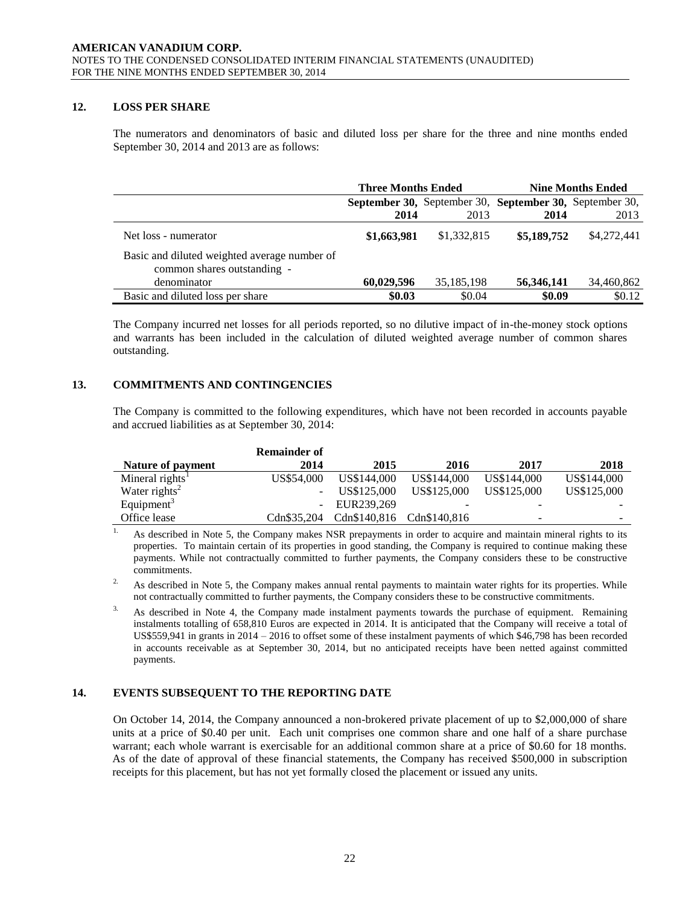## 12. LOSS PER SHARE

The numerators and denominators of basic and diluted loss per share for the three and nine months ended September 30, 2014 and 2013 are as follows:

| | Three Months Ended | | Nine Months Ended | |
|---|---|---|---|---|
| | **September 30, 2014** | September 30, 2013 | **September 30, 2014** | September 30, 2013 |
| Net loss - numerator | **$1,663,981** | $1,332,815 | **$5,189,752** | $4,272,441 |
| Basic and diluted weighted average number of common shares outstanding - denominator | **60,029,596** | 35,185,198 | **56,346,141** | 34,460,862 |
| Basic and diluted loss per share | **$0.03** | $0.04 | **$0.09** | $0.12 |

The Company incurred net losses for all periods reported, so no dilutive impact of in-the-money stock options and warrants has been included in the calculation of diluted weighted average number of common shares outstanding.

## 13. COMMITMENTS AND CONTINGENCIES

The Company is committed to the following expenditures, which have not been recorded in accounts payable and accrued liabilities as at September 30, 2014:

| Nature of payment | Remainder of 2014 | 2015 | 2016 | 2017 | 2018 |
|---|---|---|---|---|---|
| Mineral rights[1] | US$54,000 | US$144,000 | US$144,000 | US$144,000 | US$144,000 |
| Water rights[2] | - | US$125,000 | US$125,000 | US$125,000 | US$125,000 |
| Equipment[3] | - | EUR239,269 | - | - | - |
| Office lease | Cdn$35,204 | Cdn$140,816 | Cdn$140,816 | - | - |

1. As described in Note 5, the Company makes NSR prepayments in order to acquire and maintain mineral rights to its properties. To maintain certain of its properties in good standing, the Company is required to continue making these payments. While not contractually committed to further payments, the Company considers these to be constructive commitments.

2. As described in Note 5, the Company makes annual rental payments to maintain water rights for its properties. While not contractually committed to further payments, the Company considers these to be constructive commitments.

3. As described in Note 4, the Company made instalment payments towards the purchase of equipment. Remaining instalments totalling of 658,810 Euros are expected in 2014. It is anticipated that the Company will receive a total of US$559,941 in grants in 2014 – 2016 to offset some of these instalment payments of which $46,798 has been recorded in accounts receivable as at September 30, 2014, but no anticipated receipts have been netted against committed payments.

## 14. EVENTS SUBSEQUENT TO THE REPORTING DATE

On October 14, 2014, the Company announced a non-brokered private placement of up to $2,000,000 of share units at a price of $0.40 per unit. Each unit comprises one common share and one half of a share purchase warrant; each whole warrant is exercisable for an additional common share at a price of $0.60 for 18 months. As of the date of approval of these financial statements, the Company has received $500,000 in subscription receipts for this placement, but has not yet formally closed the placement or issued any units.